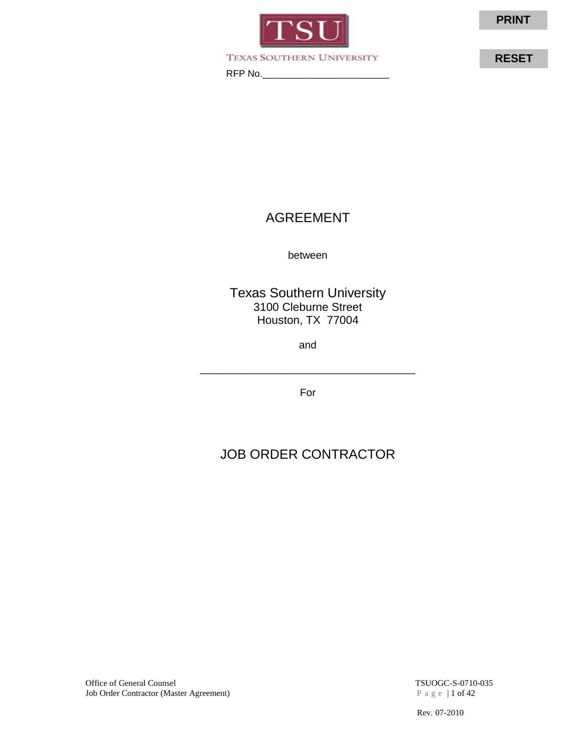TSU

TEXAS SOUTHERN UNIVERSITY

RFP No.________________________

# AGREEMENT

between

## Texas Southern University

3100 Cleburne Street
Houston, TX 77004

and

___________________________________

For

## JOB ORDER CONTRACTOR

Office of General Counsel
Job Order Contractor (Master Agreement)

TSUOGC-S-0710-035

Rev. 07-2010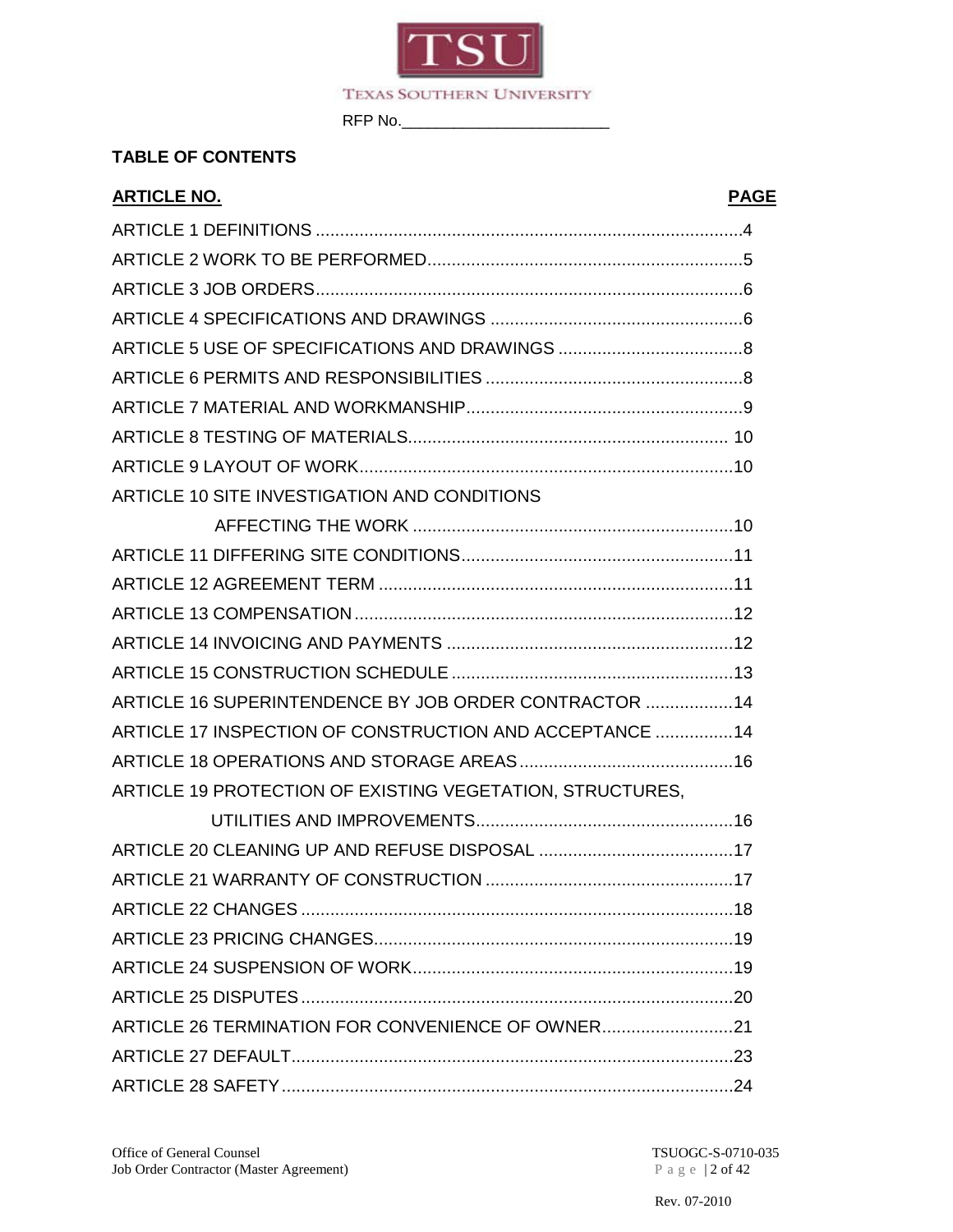TEXAS SOUTHERN UNIVERSITY

RFP No.\_\_\_\_\_\_\_\_\_\_\_\_\_\_\_\_\_\_\_\_\_\_\_

**TABLE OF CONTENTS**

| ARTICLE NO. | PAGE |
| --- | --- |
| ARTICLE 1 DEFINITIONS | 4 |
| ARTICLE 2 WORK TO BE PERFORMED | 5 |
| ARTICLE 3 JOB ORDERS | 6 |
| ARTICLE 4 SPECIFICATIONS AND DRAWINGS | 6 |
| ARTICLE 5 USE OF SPECIFICATIONS AND DRAWINGS | 8 |
| ARTICLE 6 PERMITS AND RESPONSIBILITIES | 8 |
| ARTICLE 7 MATERIAL AND WORKMANSHIP | 9 |
| ARTICLE 8 TESTING OF MATERIALS | 10 |
| ARTICLE 9 LAYOUT OF WORK | 10 |
| ARTICLE 10 SITE INVESTIGATION AND CONDITIONS AFFECTING THE WORK | 10 |
| ARTICLE 11 DIFFERING SITE CONDITIONS | 11 |
| ARTICLE 12 AGREEMENT TERM | 11 |
| ARTICLE 13 COMPENSATION | 12 |
| ARTICLE 14 INVOICING AND PAYMENTS | 12 |
| ARTICLE 15 CONSTRUCTION SCHEDULE | 13 |
| ARTICLE 16 SUPERINTENDENCE BY JOB ORDER CONTRACTOR | 14 |
| ARTICLE 17 INSPECTION OF CONSTRUCTION AND ACCEPTANCE | 14 |
| ARTICLE 18 OPERATIONS AND STORAGE AREAS | 16 |
| ARTICLE 19 PROTECTION OF EXISTING VEGETATION, STRUCTURES, UTILITIES AND IMPROVEMENTS | 16 |
| ARTICLE 20 CLEANING UP AND REFUSE DISPOSAL | 17 |
| ARTICLE 21 WARRANTY OF CONSTRUCTION | 17 |
| ARTICLE 22 CHANGES | 18 |
| ARTICLE 23 PRICING CHANGES | 19 |
| ARTICLE 24 SUSPENSION OF WORK | 19 |
| ARTICLE 25 DISPUTES | 20 |
| ARTICLE 26 TERMINATION FOR CONVENIENCE OF OWNER | 21 |
| ARTICLE 27 DEFAULT | 23 |
| ARTICLE 28 SAFETY | 24 |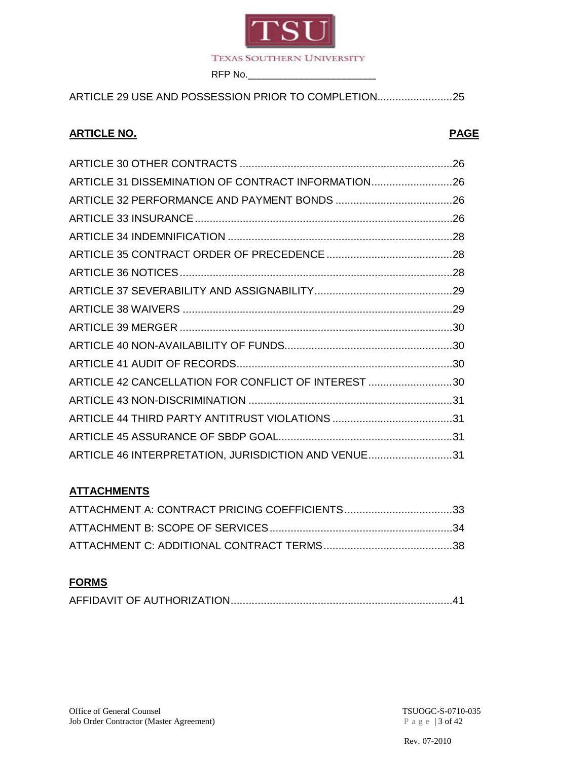ARTICLE 29 USE AND POSSESSION PRIOR TO COMPLETION.........................25

| ARTICLE NO. | PAGE |
| --- | --- |
| ARTICLE 30 OTHER CONTRACTS | 26 |
| ARTICLE 31 DISSEMINATION OF CONTRACT INFORMATION | 26 |
| ARTICLE 32 PERFORMANCE AND PAYMENT BONDS | 26 |
| ARTICLE 33 INSURANCE | 26 |
| ARTICLE 34 INDEMNIFICATION | 28 |
| ARTICLE 35 CONTRACT ORDER OF PRECEDENCE | 28 |
| ARTICLE 36 NOTICES | 28 |
| ARTICLE 37 SEVERABILITY AND ASSIGNABILITY | 29 |
| ARTICLE 38 WAIVERS | 29 |
| ARTICLE 39 MERGER | 30 |
| ARTICLE 40 NON-AVAILABILITY OF FUNDS | 30 |
| ARTICLE 41 AUDIT OF RECORDS | 30 |
| ARTICLE 42 CANCELLATION FOR CONFLICT OF INTEREST | 30 |
| ARTICLE 43 NON-DISCRIMINATION | 31 |
| ARTICLE 44 THIRD PARTY ANTITRUST VIOLATIONS | 31 |
| ARTICLE 45 ASSURANCE OF SBDP GOAL | 31 |
| ARTICLE 46 INTERPRETATION, JURISDICTION AND VENUE | 31 |

**ATTACHMENTS**

ATTACHMENT A: CONTRACT PRICING COEFFICIENTS....................................33
ATTACHMENT B: SCOPE OF SERVICES.............................................................34
ATTACHMENT C: ADDITIONAL CONTRACT TERMS...........................................38

**FORMS**

AFFIDAVIT OF AUTHORIZATION..........................................................................41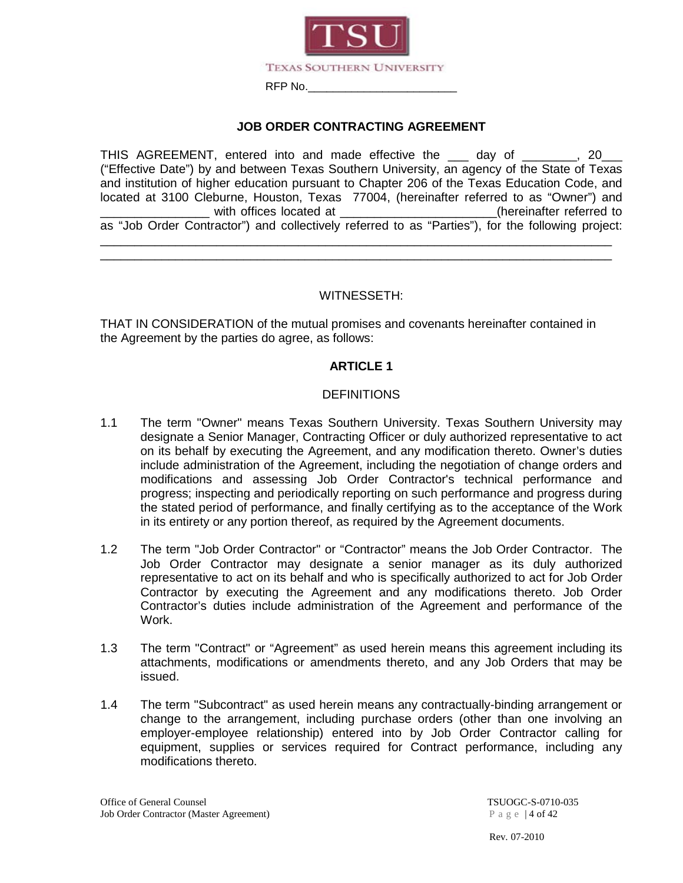TEXAS SOUTHERN UNIVERSITY

RFP No.________________________

**JOB ORDER CONTRACTING AGREEMENT**

THIS AGREEMENT, entered into and made effective the ___ day of ________, 20___ ("Effective Date") by and between Texas Southern University, an agency of the State of Texas and institution of higher education pursuant to Chapter 206 of the Texas Education Code, and located at 3100 Cleburne, Houston, Texas 77004, (hereinafter referred to as "Owner") and ________________ with offices located at _______________________(hereinafter referred to as "Job Order Contractor") and collectively referred to as "Parties"), for the following project: ______________________________________________________________________________
______________________________________________________________________________

WITNESSETH:

THAT IN CONSIDERATION of the mutual promises and covenants hereinafter contained in the Agreement by the parties do agree, as follows:

**ARTICLE 1**

DEFINITIONS

1.1 The term "Owner" means Texas Southern University. Texas Southern University may designate a Senior Manager, Contracting Officer or duly authorized representative to act on its behalf by executing the Agreement, and any modification thereto. Owner's duties include administration of the Agreement, including the negotiation of change orders and modifications and assessing Job Order Contractor's technical performance and progress; inspecting and periodically reporting on such performance and progress during the stated period of performance, and finally certifying as to the acceptance of the Work in its entirety or any portion thereof, as required by the Agreement documents.

1.2 The term "Job Order Contractor" or "Contractor" means the Job Order Contractor. The Job Order Contractor may designate a senior manager as its duly authorized representative to act on its behalf and who is specifically authorized to act for Job Order Contractor by executing the Agreement and any modifications thereto. Job Order Contractor's duties include administration of the Agreement and performance of the Work.

1.3 The term "Contract" or "Agreement" as used herein means this agreement including its attachments, modifications or amendments thereto, and any Job Orders that may be issued.

1.4 The term "Subcontract" as used herein means any contractually-binding arrangement or change to the arrangement, including purchase orders (other than one involving an employer-employee relationship) entered into by Job Order Contractor calling for equipment, supplies or services required for Contract performance, including any modifications thereto.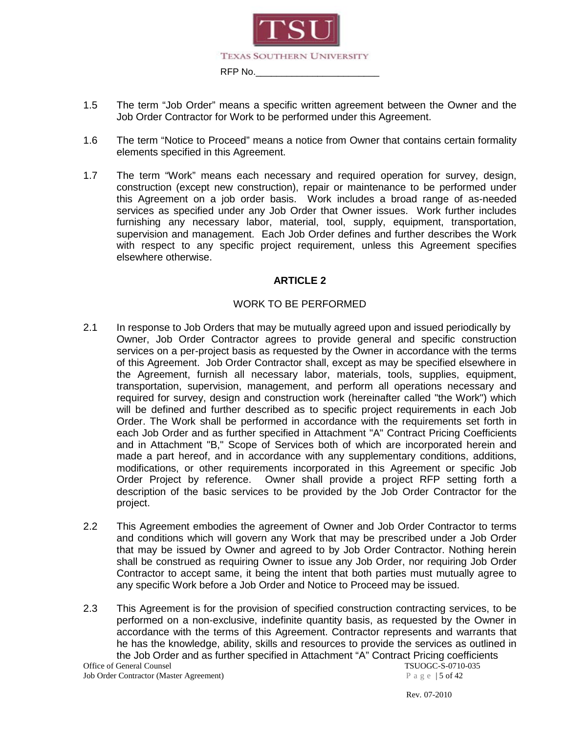1.5 The term "Job Order" means a specific written agreement between the Owner and the Job Order Contractor for Work to be performed under this Agreement.

1.6 The term "Notice to Proceed" means a notice from Owner that contains certain formality elements specified in this Agreement.

1.7 The term "Work" means each necessary and required operation for survey, design, construction (except new construction), repair or maintenance to be performed under this Agreement on a job order basis. Work includes a broad range of as-needed services as specified under any Job Order that Owner issues. Work further includes furnishing any necessary labor, material, tool, supply, equipment, transportation, supervision and management. Each Job Order defines and further describes the Work with respect to any specific project requirement, unless this Agreement specifies elsewhere otherwise.

## ARTICLE 2

### WORK TO BE PERFORMED

2.1 In response to Job Orders that may be mutually agreed upon and issued periodically by Owner, Job Order Contractor agrees to provide general and specific construction services on a per-project basis as requested by the Owner in accordance with the terms of this Agreement. Job Order Contractor shall, except as may be specified elsewhere in the Agreement, furnish all necessary labor, materials, tools, supplies, equipment, transportation, supervision, management, and perform all operations necessary and required for survey, design and construction work (hereinafter called "the Work") which will be defined and further described as to specific project requirements in each Job Order. The Work shall be performed in accordance with the requirements set forth in each Job Order and as further specified in Attachment "A" Contract Pricing Coefficients and in Attachment "B," Scope of Services both of which are incorporated herein and made a part hereof, and in accordance with any supplementary conditions, additions, modifications, or other requirements incorporated in this Agreement or specific Job Order Project by reference. Owner shall provide a project RFP setting forth a description of the basic services to be provided by the Job Order Contractor for the project.

2.2 This Agreement embodies the agreement of Owner and Job Order Contractor to terms and conditions which will govern any Work that may be prescribed under a Job Order that may be issued by Owner and agreed to by Job Order Contractor. Nothing herein shall be construed as requiring Owner to issue any Job Order, nor requiring Job Order Contractor to accept same, it being the intent that both parties must mutually agree to any specific Work before a Job Order and Notice to Proceed may be issued.

2.3 This Agreement is for the provision of specified construction contracting services, to be performed on a non-exclusive, indefinite quantity basis, as requested by the Owner in accordance with the terms of this Agreement. Contractor represents and warrants that he has the knowledge, ability, skills and resources to provide the services as outlined in the Job Order and as further specified in Attachment "A" Contract Pricing coefficients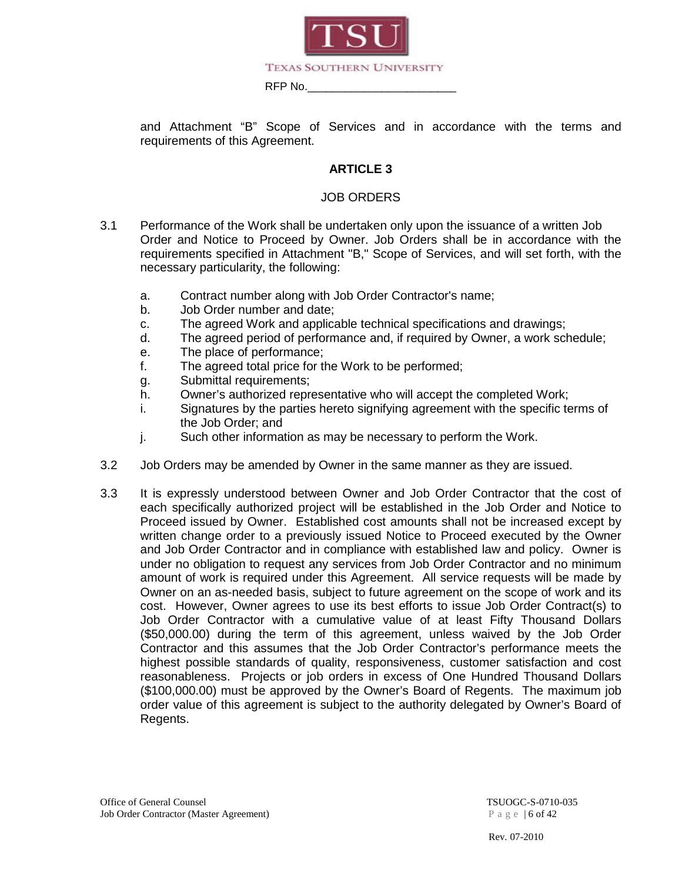and Attachment "B" Scope of Services and in accordance with the terms and requirements of this Agreement.

## ARTICLE 3

### JOB ORDERS

3.1 Performance of the Work shall be undertaken only upon the issuance of a written Job Order and Notice to Proceed by Owner. Job Orders shall be in accordance with the requirements specified in Attachment "B," Scope of Services, and will set forth, with the necessary particularity, the following:

a. Contract number along with Job Order Contractor's name;
b. Job Order number and date;
c. The agreed Work and applicable technical specifications and drawings;
d. The agreed period of performance and, if required by Owner, a work schedule;
e. The place of performance;
f. The agreed total price for the Work to be performed;
g. Submittal requirements;
h. Owner's authorized representative who will accept the completed Work;
i. Signatures by the parties hereto signifying agreement with the specific terms of the Job Order; and
j. Such other information as may be necessary to perform the Work.

3.2 Job Orders may be amended by Owner in the same manner as they are issued.

3.3 It is expressly understood between Owner and Job Order Contractor that the cost of each specifically authorized project will be established in the Job Order and Notice to Proceed issued by Owner. Established cost amounts shall not be increased except by written change order to a previously issued Notice to Proceed executed by the Owner and Job Order Contractor and in compliance with established law and policy. Owner is under no obligation to request any services from Job Order Contractor and no minimum amount of work is required under this Agreement. All service requests will be made by Owner on an as-needed basis, subject to future agreement on the scope of work and its cost. However, Owner agrees to use its best efforts to issue Job Order Contract(s) to Job Order Contractor with a cumulative value of at least Fifty Thousand Dollars ($50,000.00) during the term of this agreement, unless waived by the Job Order Contractor and this assumes that the Job Order Contractor's performance meets the highest possible standards of quality, responsiveness, customer satisfaction and cost reasonableness. Projects or job orders in excess of One Hundred Thousand Dollars ($100,000.00) must be approved by the Owner's Board of Regents. The maximum job order value of this agreement is subject to the authority delegated by Owner's Board of Regents.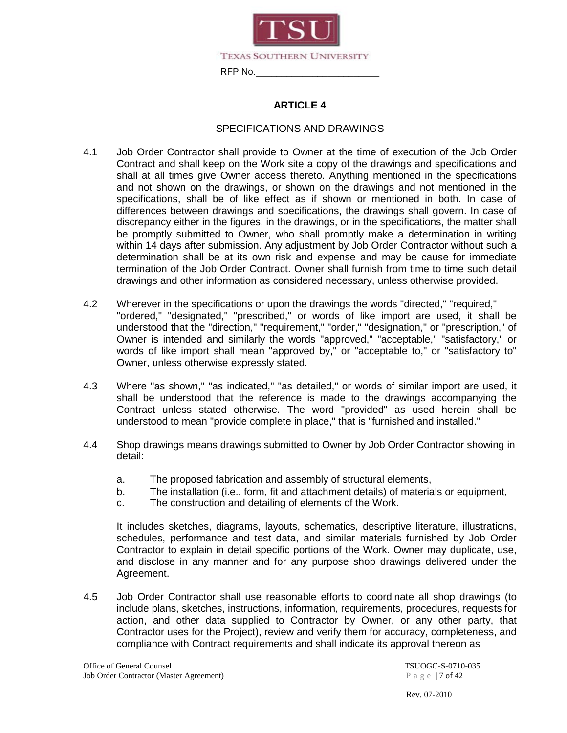## ARTICLE 4

### SPECIFICATIONS AND DRAWINGS

4.1 Job Order Contractor shall provide to Owner at the time of execution of the Job Order Contract and shall keep on the Work site a copy of the drawings and specifications and shall at all times give Owner access thereto. Anything mentioned in the specifications and not shown on the drawings, or shown on the drawings and not mentioned in the specifications, shall be of like effect as if shown or mentioned in both. In case of differences between drawings and specifications, the drawings shall govern. In case of discrepancy either in the figures, in the drawings, or in the specifications, the matter shall be promptly submitted to Owner, who shall promptly make a determination in writing within 14 days after submission. Any adjustment by Job Order Contractor without such a determination shall be at its own risk and expense and may be cause for immediate termination of the Job Order Contract. Owner shall furnish from time to time such detail drawings and other information as considered necessary, unless otherwise provided.

4.2 Wherever in the specifications or upon the drawings the words "directed," "required," "ordered," "designated," "prescribed," or words of like import are used, it shall be understood that the "direction," "requirement," "order," "designation," or "prescription," of Owner is intended and similarly the words "approved," "acceptable," "satisfactory," or words of like import shall mean "approved by," or "acceptable to," or "satisfactory to" Owner, unless otherwise expressly stated.

4.3 Where "as shown," "as indicated," "as detailed," or words of similar import are used, it shall be understood that the reference is made to the drawings accompanying the Contract unless stated otherwise. The word "provided" as used herein shall be understood to mean "provide complete in place," that is "furnished and installed."

4.4 Shop drawings means drawings submitted to Owner by Job Order Contractor showing in detail:

a. The proposed fabrication and assembly of structural elements,
b. The installation (i.e., form, fit and attachment details) of materials or equipment,
c. The construction and detailing of elements of the Work.

It includes sketches, diagrams, layouts, schematics, descriptive literature, illustrations, schedules, performance and test data, and similar materials furnished by Job Order Contractor to explain in detail specific portions of the Work. Owner may duplicate, use, and disclose in any manner and for any purpose shop drawings delivered under the Agreement.

4.5 Job Order Contractor shall use reasonable efforts to coordinate all shop drawings (to include plans, sketches, instructions, information, requirements, procedures, requests for action, and other data supplied to Contractor by Owner, or any other party, that Contractor uses for the Project), review and verify them for accuracy, completeness, and compliance with Contract requirements and shall indicate its approval thereon as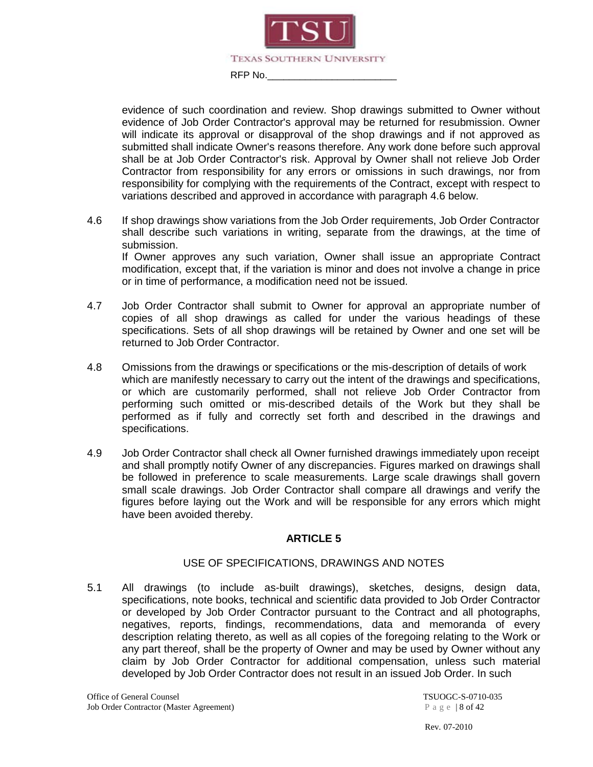evidence of such coordination and review. Shop drawings submitted to Owner without evidence of Job Order Contractor's approval may be returned for resubmission. Owner will indicate its approval or disapproval of the shop drawings and if not approved as submitted shall indicate Owner's reasons therefore. Any work done before such approval shall be at Job Order Contractor's risk. Approval by Owner shall not relieve Job Order Contractor from responsibility for any errors or omissions in such drawings, nor from responsibility for complying with the requirements of the Contract, except with respect to variations described and approved in accordance with paragraph 4.6 below.

4.6 If shop drawings show variations from the Job Order requirements, Job Order Contractor shall describe such variations in writing, separate from the drawings, at the time of submission.
If Owner approves any such variation, Owner shall issue an appropriate Contract modification, except that, if the variation is minor and does not involve a change in price or in time of performance, a modification need not be issued.

4.7 Job Order Contractor shall submit to Owner for approval an appropriate number of copies of all shop drawings as called for under the various headings of these specifications. Sets of all shop drawings will be retained by Owner and one set will be returned to Job Order Contractor.

4.8 Omissions from the drawings or specifications or the mis-description of details of work which are manifestly necessary to carry out the intent of the drawings and specifications, or which are customarily performed, shall not relieve Job Order Contractor from performing such omitted or mis-described details of the Work but they shall be performed as if fully and correctly set forth and described in the drawings and specifications.

4.9 Job Order Contractor shall check all Owner furnished drawings immediately upon receipt and shall promptly notify Owner of any discrepancies. Figures marked on drawings shall be followed in preference to scale measurements. Large scale drawings shall govern small scale drawings. Job Order Contractor shall compare all drawings and verify the figures before laying out the Work and will be responsible for any errors which might have been avoided thereby.

## ARTICLE 5

### USE OF SPECIFICATIONS, DRAWINGS AND NOTES

5.1 All drawings (to include as-built drawings), sketches, designs, design data, specifications, note books, technical and scientific data provided to Job Order Contractor or developed by Job Order Contractor pursuant to the Contract and all photographs, negatives, reports, findings, recommendations, data and memoranda of every description relating thereto, as well as all copies of the foregoing relating to the Work or any part thereof, shall be the property of Owner and may be used by Owner without any claim by Job Order Contractor for additional compensation, unless such material developed by Job Order Contractor does not result in an issued Job Order. In such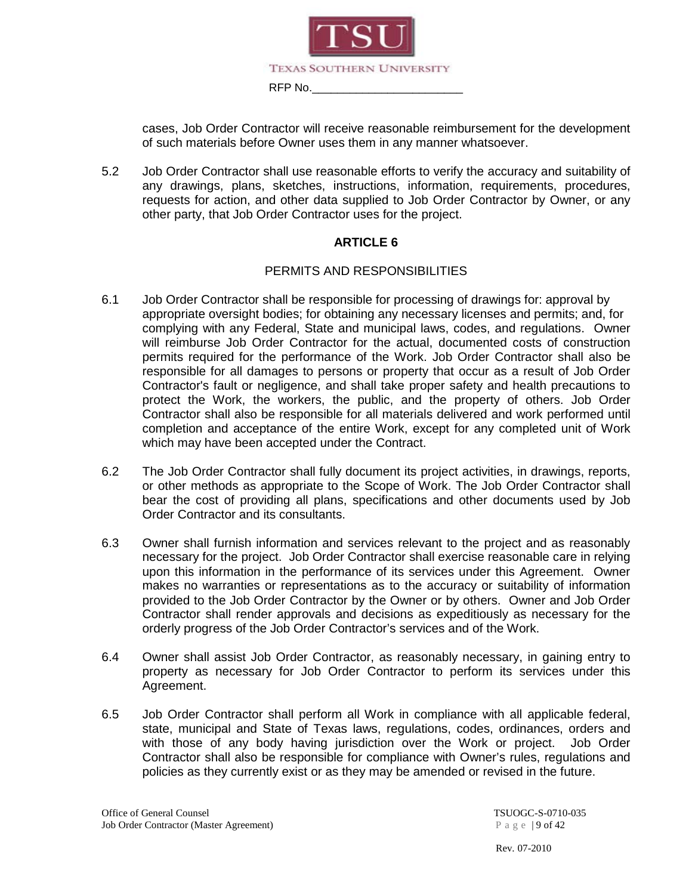cases, Job Order Contractor will receive reasonable reimbursement for the development of such materials before Owner uses them in any manner whatsoever.

5.2 Job Order Contractor shall use reasonable efforts to verify the accuracy and suitability of any drawings, plans, sketches, instructions, information, requirements, procedures, requests for action, and other data supplied to Job Order Contractor by Owner, or any other party, that Job Order Contractor uses for the project.

## ARTICLE 6

### PERMITS AND RESPONSIBILITIES

6.1 Job Order Contractor shall be responsible for processing of drawings for: approval by appropriate oversight bodies; for obtaining any necessary licenses and permits; and, for complying with any Federal, State and municipal laws, codes, and regulations. Owner will reimburse Job Order Contractor for the actual, documented costs of construction permits required for the performance of the Work. Job Order Contractor shall also be responsible for all damages to persons or property that occur as a result of Job Order Contractor's fault or negligence, and shall take proper safety and health precautions to protect the Work, the workers, the public, and the property of others. Job Order Contractor shall also be responsible for all materials delivered and work performed until completion and acceptance of the entire Work, except for any completed unit of Work which may have been accepted under the Contract.

6.2 The Job Order Contractor shall fully document its project activities, in drawings, reports, or other methods as appropriate to the Scope of Work. The Job Order Contractor shall bear the cost of providing all plans, specifications and other documents used by Job Order Contractor and its consultants.

6.3 Owner shall furnish information and services relevant to the project and as reasonably necessary for the project. Job Order Contractor shall exercise reasonable care in relying upon this information in the performance of its services under this Agreement. Owner makes no warranties or representations as to the accuracy or suitability of information provided to the Job Order Contractor by the Owner or by others. Owner and Job Order Contractor shall render approvals and decisions as expeditiously as necessary for the orderly progress of the Job Order Contractor's services and of the Work.

6.4 Owner shall assist Job Order Contractor, as reasonably necessary, in gaining entry to property as necessary for Job Order Contractor to perform its services under this Agreement.

6.5 Job Order Contractor shall perform all Work in compliance with all applicable federal, state, municipal and State of Texas laws, regulations, codes, ordinances, orders and with those of any body having jurisdiction over the Work or project. Job Order Contractor shall also be responsible for compliance with Owner's rules, regulations and policies as they currently exist or as they may be amended or revised in the future.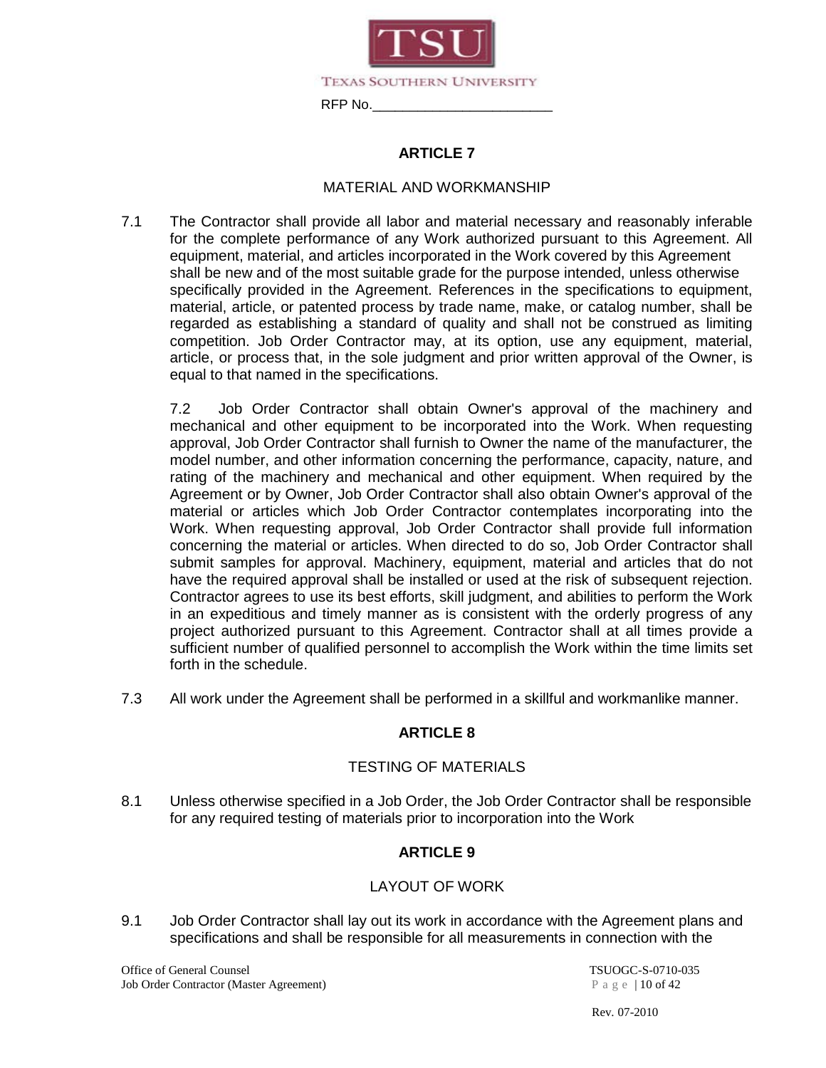RFP No.________________________

## ARTICLE 7

MATERIAL AND WORKMANSHIP

7.1 The Contractor shall provide all labor and material necessary and reasonably inferable for the complete performance of any Work authorized pursuant to this Agreement. All equipment, material, and articles incorporated in the Work covered by this Agreement shall be new and of the most suitable grade for the purpose intended, unless otherwise specifically provided in the Agreement. References in the specifications to equipment, material, article, or patented process by trade name, make, or catalog number, shall be regarded as establishing a standard of quality and shall not be construed as limiting competition. Job Order Contractor may, at its option, use any equipment, material, article, or process that, in the sole judgment and prior written approval of the Owner, is equal to that named in the specifications.

7.2 Job Order Contractor shall obtain Owner's approval of the machinery and mechanical and other equipment to be incorporated into the Work. When requesting approval, Job Order Contractor shall furnish to Owner the name of the manufacturer, the model number, and other information concerning the performance, capacity, nature, and rating of the machinery and mechanical and other equipment. When required by the Agreement or by Owner, Job Order Contractor shall also obtain Owner's approval of the material or articles which Job Order Contractor contemplates incorporating into the Work. When requesting approval, Job Order Contractor shall provide full information concerning the material or articles. When directed to do so, Job Order Contractor shall submit samples for approval. Machinery, equipment, material and articles that do not have the required approval shall be installed or used at the risk of subsequent rejection. Contractor agrees to use its best efforts, skill judgment, and abilities to perform the Work in an expeditious and timely manner as is consistent with the orderly progress of any project authorized pursuant to this Agreement. Contractor shall at all times provide a sufficient number of qualified personnel to accomplish the Work within the time limits set forth in the schedule.

7.3 All work under the Agreement shall be performed in a skillful and workmanlike manner.

## ARTICLE 8

TESTING OF MATERIALS

8.1 Unless otherwise specified in a Job Order, the Job Order Contractor shall be responsible for any required testing of materials prior to incorporation into the Work

## ARTICLE 9

LAYOUT OF WORK

9.1 Job Order Contractor shall lay out its work in accordance with the Agreement plans and specifications and shall be responsible for all measurements in connection with the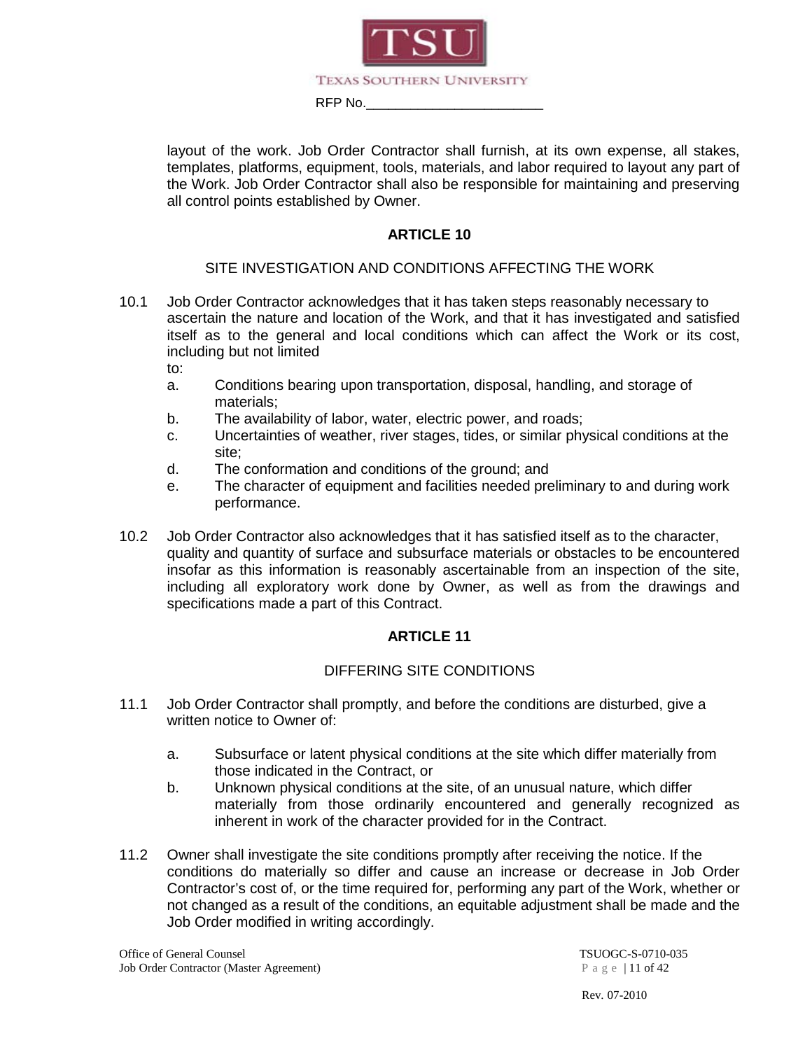layout of the work. Job Order Contractor shall furnish, at its own expense, all stakes, templates, platforms, equipment, tools, materials, and labor required to layout any part of the Work. Job Order Contractor shall also be responsible for maintaining and preserving all control points established by Owner.

## ARTICLE 10

### SITE INVESTIGATION AND CONDITIONS AFFECTING THE WORK

10.1 Job Order Contractor acknowledges that it has taken steps reasonably necessary to ascertain the nature and location of the Work, and that it has investigated and satisfied itself as to the general and local conditions which can affect the Work or its cost, including but not limited to:

- a. Conditions bearing upon transportation, disposal, handling, and storage of materials;
- b. The availability of labor, water, electric power, and roads;
- c. Uncertainties of weather, river stages, tides, or similar physical conditions at the site;
- d. The conformation and conditions of the ground; and
- e. The character of equipment and facilities needed preliminary to and during work performance.

10.2 Job Order Contractor also acknowledges that it has satisfied itself as to the character, quality and quantity of surface and subsurface materials or obstacles to be encountered insofar as this information is reasonably ascertainable from an inspection of the site, including all exploratory work done by Owner, as well as from the drawings and specifications made a part of this Contract.

## ARTICLE 11

### DIFFERING SITE CONDITIONS

11.1 Job Order Contractor shall promptly, and before the conditions are disturbed, give a written notice to Owner of:

- a. Subsurface or latent physical conditions at the site which differ materially from those indicated in the Contract, or
- b. Unknown physical conditions at the site, of an unusual nature, which differ materially from those ordinarily encountered and generally recognized as inherent in work of the character provided for in the Contract.

11.2 Owner shall investigate the site conditions promptly after receiving the notice. If the conditions do materially so differ and cause an increase or decrease in Job Order Contractor's cost of, or the time required for, performing any part of the Work, whether or not changed as a result of the conditions, an equitable adjustment shall be made and the Job Order modified in writing accordingly.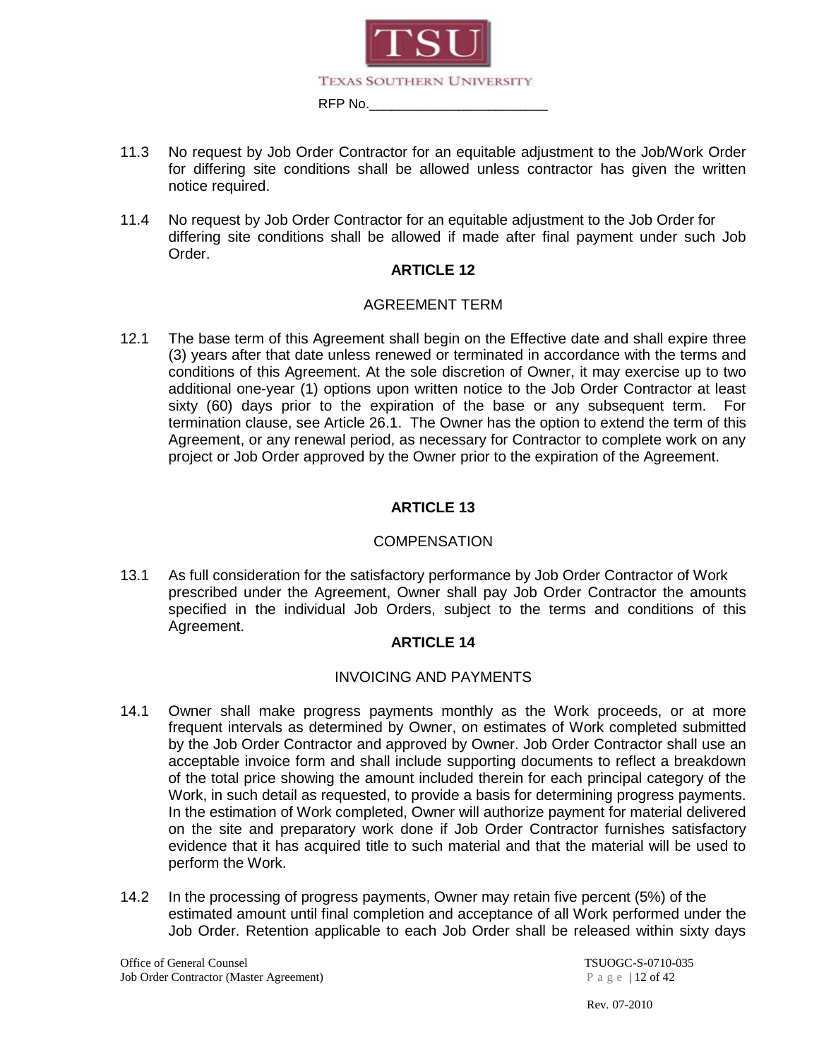11.3 No request by Job Order Contractor for an equitable adjustment to the Job/Work Order for differing site conditions shall be allowed unless contractor has given the written notice required.

11.4 No request by Job Order Contractor for an equitable adjustment to the Job Order for differing site conditions shall be allowed if made after final payment under such Job Order.

## ARTICLE 12

### AGREEMENT TERM

12.1 The base term of this Agreement shall begin on the Effective date and shall expire three (3) years after that date unless renewed or terminated in accordance with the terms and conditions of this Agreement. At the sole discretion of Owner, it may exercise up to two additional one-year (1) options upon written notice to the Job Order Contractor at least sixty (60) days prior to the expiration of the base or any subsequent term. For termination clause, see Article 26.1. The Owner has the option to extend the term of this Agreement, or any renewal period, as necessary for Contractor to complete work on any project or Job Order approved by the Owner prior to the expiration of the Agreement.

## ARTICLE 13

### COMPENSATION

13.1 As full consideration for the satisfactory performance by Job Order Contractor of Work prescribed under the Agreement, Owner shall pay Job Order Contractor the amounts specified in the individual Job Orders, subject to the terms and conditions of this Agreement.

## ARTICLE 14

### INVOICING AND PAYMENTS

14.1 Owner shall make progress payments monthly as the Work proceeds, or at more frequent intervals as determined by Owner, on estimates of Work completed submitted by the Job Order Contractor and approved by Owner. Job Order Contractor shall use an acceptable invoice form and shall include supporting documents to reflect a breakdown of the total price showing the amount included therein for each principal category of the Work, in such detail as requested, to provide a basis for determining progress payments. In the estimation of Work completed, Owner will authorize payment for material delivered on the site and preparatory work done if Job Order Contractor furnishes satisfactory evidence that it has acquired title to such material and that the material will be used to perform the Work.

14.2 In the processing of progress payments, Owner may retain five percent (5%) of the estimated amount until final completion and acceptance of all Work performed under the Job Order. Retention applicable to each Job Order shall be released within sixty days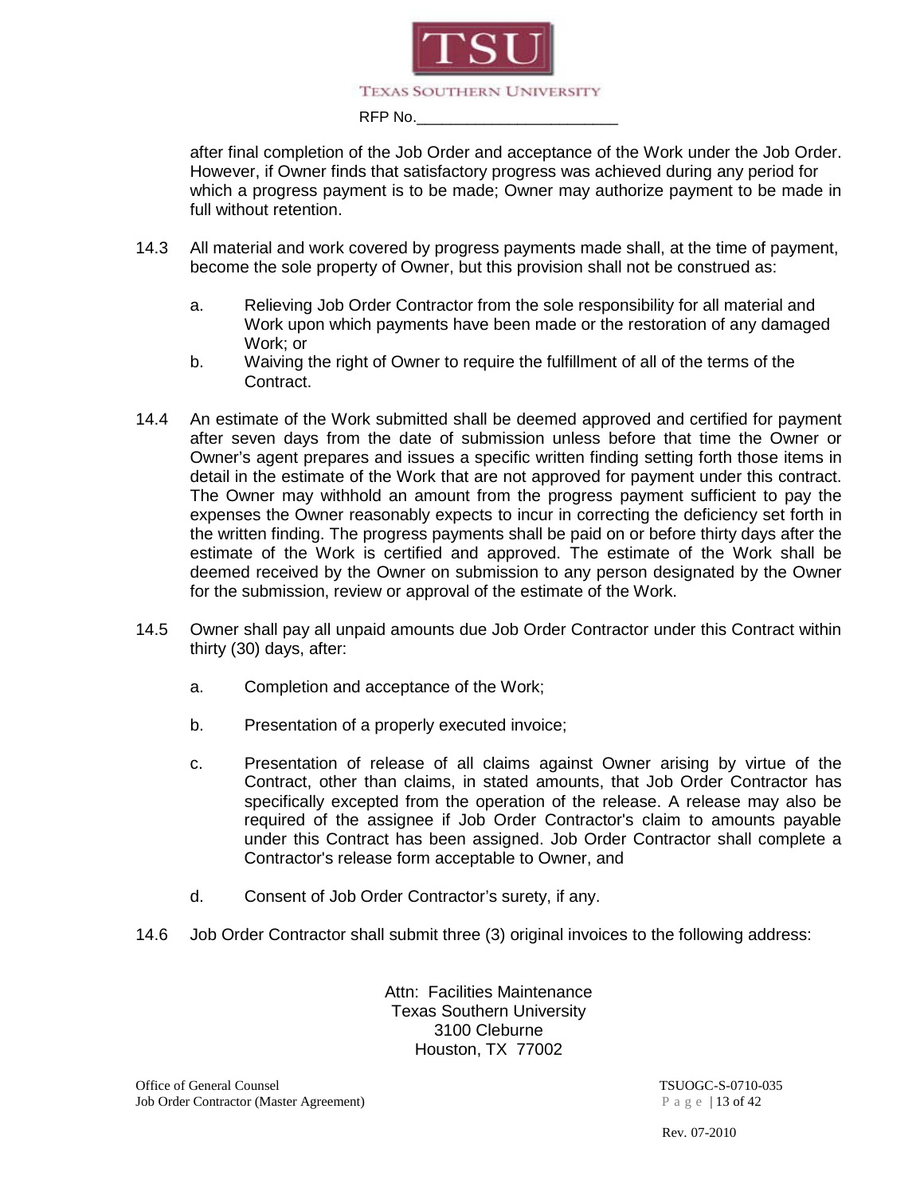after final completion of the Job Order and acceptance of the Work under the Job Order. However, if Owner finds that satisfactory progress was achieved during any period for which a progress payment is to be made; Owner may authorize payment to be made in full without retention.

14.3 All material and work covered by progress payments made shall, at the time of payment, become the sole property of Owner, but this provision shall not be construed as:

a. Relieving Job Order Contractor from the sole responsibility for all material and Work upon which payments have been made or the restoration of any damaged Work; or

b. Waiving the right of Owner to require the fulfillment of all of the terms of the Contract.

14.4 An estimate of the Work submitted shall be deemed approved and certified for payment after seven days from the date of submission unless before that time the Owner or Owner's agent prepares and issues a specific written finding setting forth those items in detail in the estimate of the Work that are not approved for payment under this contract. The Owner may withhold an amount from the progress payment sufficient to pay the expenses the Owner reasonably expects to incur in correcting the deficiency set forth in the written finding. The progress payments shall be paid on or before thirty days after the estimate of the Work is certified and approved. The estimate of the Work shall be deemed received by the Owner on submission to any person designated by the Owner for the submission, review or approval of the estimate of the Work.

14.5 Owner shall pay all unpaid amounts due Job Order Contractor under this Contract within thirty (30) days, after:

a. Completion and acceptance of the Work;

b. Presentation of a properly executed invoice;

c. Presentation of release of all claims against Owner arising by virtue of the Contract, other than claims, in stated amounts, that Job Order Contractor has specifically excepted from the operation of the release. A release may also be required of the assignee if Job Order Contractor's claim to amounts payable under this Contract has been assigned. Job Order Contractor shall complete a Contractor's release form acceptable to Owner, and

d. Consent of Job Order Contractor's surety, if any.

14.6 Job Order Contractor shall submit three (3) original invoices to the following address:

Attn: Facilities Maintenance
Texas Southern University
3100 Cleburne
Houston, TX 77002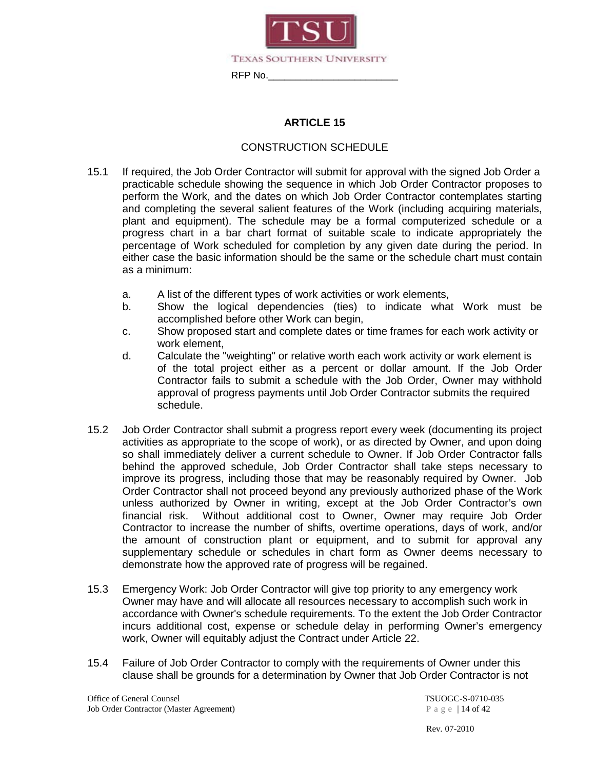RFP No.________________________

## ARTICLE 15

### CONSTRUCTION SCHEDULE

15.1 If required, the Job Order Contractor will submit for approval with the signed Job Order a practicable schedule showing the sequence in which Job Order Contractor proposes to perform the Work, and the dates on which Job Order Contractor contemplates starting and completing the several salient features of the Work (including acquiring materials, plant and equipment). The schedule may be a formal computerized schedule or a progress chart in a bar chart format of suitable scale to indicate appropriately the percentage of Work scheduled for completion by any given date during the period. In either case the basic information should be the same or the schedule chart must contain as a minimum:

a. A list of the different types of work activities or work elements,
b. Show the logical dependencies (ties) to indicate what Work must be accomplished before other Work can begin,
c. Show proposed start and complete dates or time frames for each work activity or work element,
d. Calculate the "weighting" or relative worth each work activity or work element is of the total project either as a percent or dollar amount. If the Job Order Contractor fails to submit a schedule with the Job Order, Owner may withhold approval of progress payments until Job Order Contractor submits the required schedule.

15.2 Job Order Contractor shall submit a progress report every week (documenting its project activities as appropriate to the scope of work), or as directed by Owner, and upon doing so shall immediately deliver a current schedule to Owner. If Job Order Contractor falls behind the approved schedule, Job Order Contractor shall take steps necessary to improve its progress, including those that may be reasonably required by Owner. Job Order Contractor shall not proceed beyond any previously authorized phase of the Work unless authorized by Owner in writing, except at the Job Order Contractor's own financial risk. Without additional cost to Owner, Owner may require Job Order Contractor to increase the number of shifts, overtime operations, days of work, and/or the amount of construction plant or equipment, and to submit for approval any supplementary schedule or schedules in chart form as Owner deems necessary to demonstrate how the approved rate of progress will be regained.

15.3 Emergency Work: Job Order Contractor will give top priority to any emergency work Owner may have and will allocate all resources necessary to accomplish such work in accordance with Owner's schedule requirements. To the extent the Job Order Contractor incurs additional cost, expense or schedule delay in performing Owner's emergency work, Owner will equitably adjust the Contract under Article 22.

15.4 Failure of Job Order Contractor to comply with the requirements of Owner under this clause shall be grounds for a determination by Owner that Job Order Contractor is not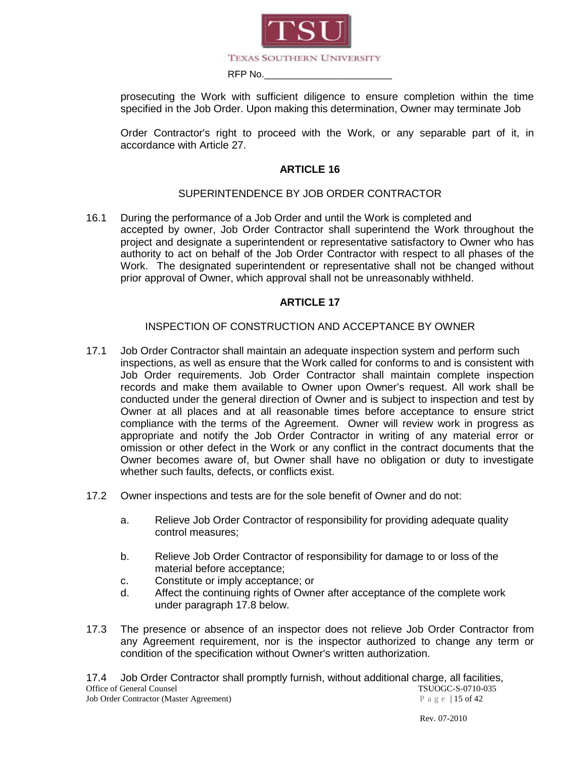prosecuting the Work with sufficient diligence to ensure completion within the time specified in the Job Order. Upon making this determination, Owner may terminate Job

Order Contractor's right to proceed with the Work, or any separable part of it, in accordance with Article 27.

## ARTICLE 16

### SUPERINTENDENCE BY JOB ORDER CONTRACTOR

16.1 During the performance of a Job Order and until the Work is completed and accepted by owner, Job Order Contractor shall superintend the Work throughout the project and designate a superintendent or representative satisfactory to Owner who has authority to act on behalf of the Job Order Contractor with respect to all phases of the Work. The designated superintendent or representative shall not be changed without prior approval of Owner, which approval shall not be unreasonably withheld.

## ARTICLE 17

### INSPECTION OF CONSTRUCTION AND ACCEPTANCE BY OWNER

17.1 Job Order Contractor shall maintain an adequate inspection system and perform such inspections, as well as ensure that the Work called for conforms to and is consistent with Job Order requirements. Job Order Contractor shall maintain complete inspection records and make them available to Owner upon Owner's request. All work shall be conducted under the general direction of Owner and is subject to inspection and test by Owner at all places and at all reasonable times before acceptance to ensure strict compliance with the terms of the Agreement. Owner will review work in progress as appropriate and notify the Job Order Contractor in writing of any material error or omission or other defect in the Work or any conflict in the contract documents that the Owner becomes aware of, but Owner shall have no obligation or duty to investigate whether such faults, defects, or conflicts exist.

17.2 Owner inspections and tests are for the sole benefit of Owner and do not:

a. Relieve Job Order Contractor of responsibility for providing adequate quality control measures;

b. Relieve Job Order Contractor of responsibility for damage to or loss of the material before acceptance;

c. Constitute or imply acceptance; or

d. Affect the continuing rights of Owner after acceptance of the complete work under paragraph 17.8 below.

17.3 The presence or absence of an inspector does not relieve Job Order Contractor from any Agreement requirement, nor is the inspector authorized to change any term or condition of the specification without Owner's written authorization.

17.4 Job Order Contractor shall promptly furnish, without additional charge, all facilities,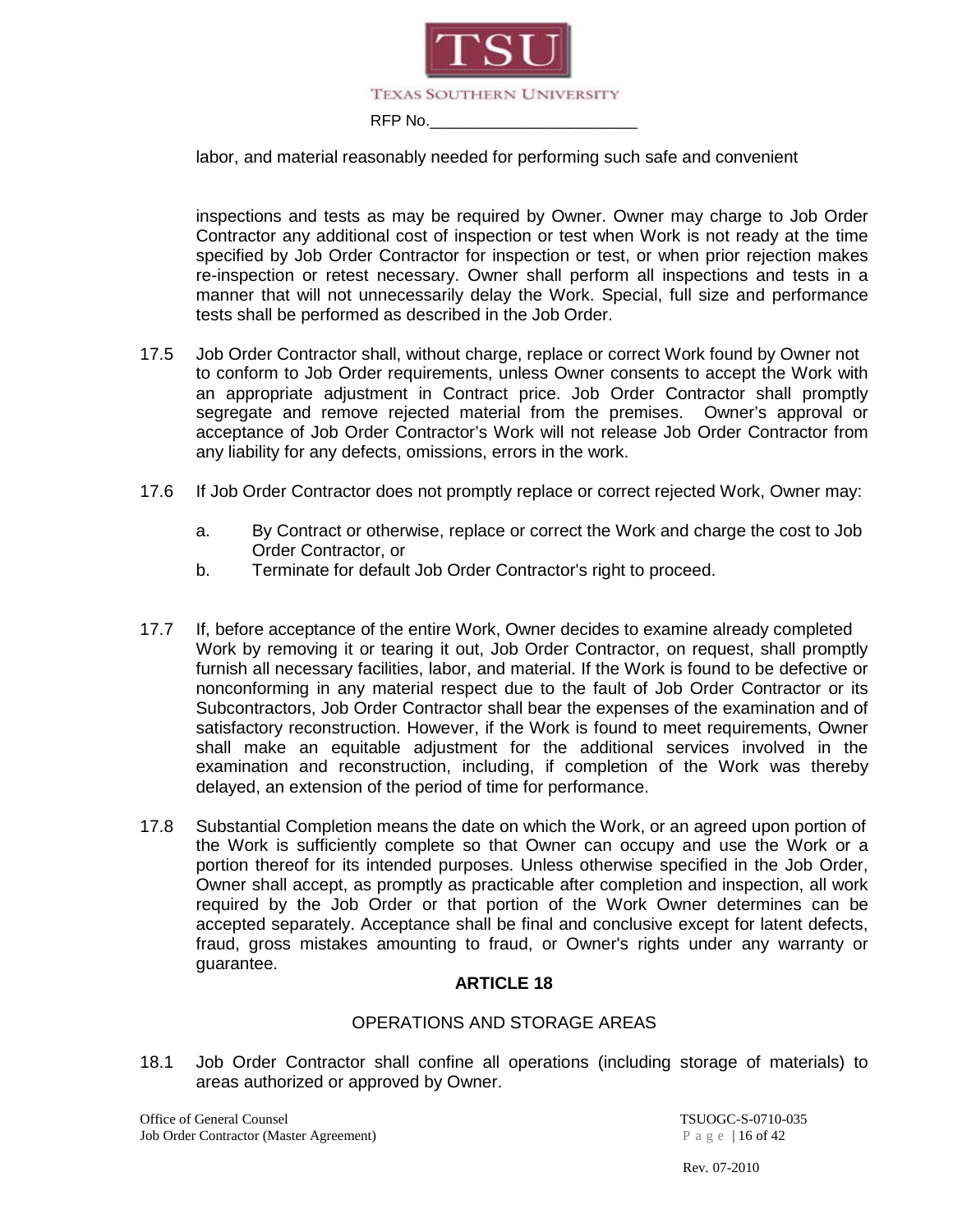labor, and material reasonably needed for performing such safe and convenient

inspections and tests as may be required by Owner. Owner may charge to Job Order Contractor any additional cost of inspection or test when Work is not ready at the time specified by Job Order Contractor for inspection or test, or when prior rejection makes re-inspection or retest necessary. Owner shall perform all inspections and tests in a manner that will not unnecessarily delay the Work. Special, full size and performance tests shall be performed as described in the Job Order.

17.5 Job Order Contractor shall, without charge, replace or correct Work found by Owner not to conform to Job Order requirements, unless Owner consents to accept the Work with an appropriate adjustment in Contract price. Job Order Contractor shall promptly segregate and remove rejected material from the premises. Owner's approval or acceptance of Job Order Contractor's Work will not release Job Order Contractor from any liability for any defects, omissions, errors in the work.

17.6 If Job Order Contractor does not promptly replace or correct rejected Work, Owner may:

a. By Contract or otherwise, replace or correct the Work and charge the cost to Job Order Contractor, or

b. Terminate for default Job Order Contractor's right to proceed.

17.7 If, before acceptance of the entire Work, Owner decides to examine already completed Work by removing it or tearing it out, Job Order Contractor, on request, shall promptly furnish all necessary facilities, labor, and material. If the Work is found to be defective or nonconforming in any material respect due to the fault of Job Order Contractor or its Subcontractors, Job Order Contractor shall bear the expenses of the examination and of satisfactory reconstruction. However, if the Work is found to meet requirements, Owner shall make an equitable adjustment for the additional services involved in the examination and reconstruction, including, if completion of the Work was thereby delayed, an extension of the period of time for performance.

17.8 Substantial Completion means the date on which the Work, or an agreed upon portion of the Work is sufficiently complete so that Owner can occupy and use the Work or a portion thereof for its intended purposes. Unless otherwise specified in the Job Order, Owner shall accept, as promptly as practicable after completion and inspection, all work required by the Job Order or that portion of the Work Owner determines can be accepted separately. Acceptance shall be final and conclusive except for latent defects, fraud, gross mistakes amounting to fraud, or Owner's rights under any warranty or guarantee.

## ARTICLE 18

### OPERATIONS AND STORAGE AREAS

18.1 Job Order Contractor shall confine all operations (including storage of materials) to areas authorized or approved by Owner.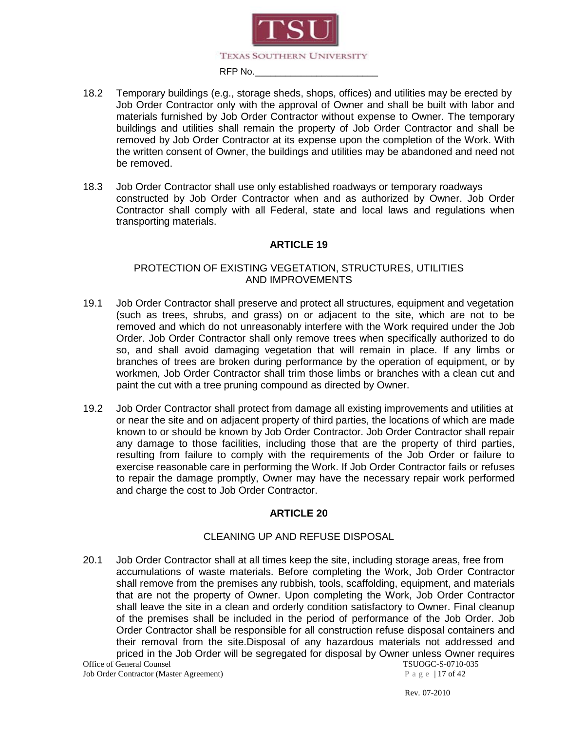18.2 Temporary buildings (e.g., storage sheds, shops, offices) and utilities may be erected by Job Order Contractor only with the approval of Owner and shall be built with labor and materials furnished by Job Order Contractor without expense to Owner. The temporary buildings and utilities shall remain the property of Job Order Contractor and shall be removed by Job Order Contractor at its expense upon the completion of the Work. With the written consent of Owner, the buildings and utilities may be abandoned and need not be removed.

18.3 Job Order Contractor shall use only established roadways or temporary roadways constructed by Job Order Contractor when and as authorized by Owner. Job Order Contractor shall comply with all Federal, state and local laws and regulations when transporting materials.

## ARTICLE 19

### PROTECTION OF EXISTING VEGETATION, STRUCTURES, UTILITIES AND IMPROVEMENTS

19.1 Job Order Contractor shall preserve and protect all structures, equipment and vegetation (such as trees, shrubs, and grass) on or adjacent to the site, which are not to be removed and which do not unreasonably interfere with the Work required under the Job Order. Job Order Contractor shall only remove trees when specifically authorized to do so, and shall avoid damaging vegetation that will remain in place. If any limbs or branches of trees are broken during performance by the operation of equipment, or by workmen, Job Order Contractor shall trim those limbs or branches with a clean cut and paint the cut with a tree pruning compound as directed by Owner.

19.2 Job Order Contractor shall protect from damage all existing improvements and utilities at or near the site and on adjacent property of third parties, the locations of which are made known to or should be known by Job Order Contractor. Job Order Contractor shall repair any damage to those facilities, including those that are the property of third parties, resulting from failure to comply with the requirements of the Job Order or failure to exercise reasonable care in performing the Work. If Job Order Contractor fails or refuses to repair the damage promptly, Owner may have the necessary repair work performed and charge the cost to Job Order Contractor.

## ARTICLE 20

### CLEANING UP AND REFUSE DISPOSAL

20.1 Job Order Contractor shall at all times keep the site, including storage areas, free from accumulations of waste materials. Before completing the Work, Job Order Contractor shall remove from the premises any rubbish, tools, scaffolding, equipment, and materials that are not the property of Owner. Upon completing the Work, Job Order Contractor shall leave the site in a clean and orderly condition satisfactory to Owner. Final cleanup of the premises shall be included in the period of performance of the Job Order. Job Order Contractor shall be responsible for all construction refuse disposal containers and their removal from the site.Disposal of any hazardous materials not addressed and priced in the Job Order will be segregated for disposal by Owner unless Owner requires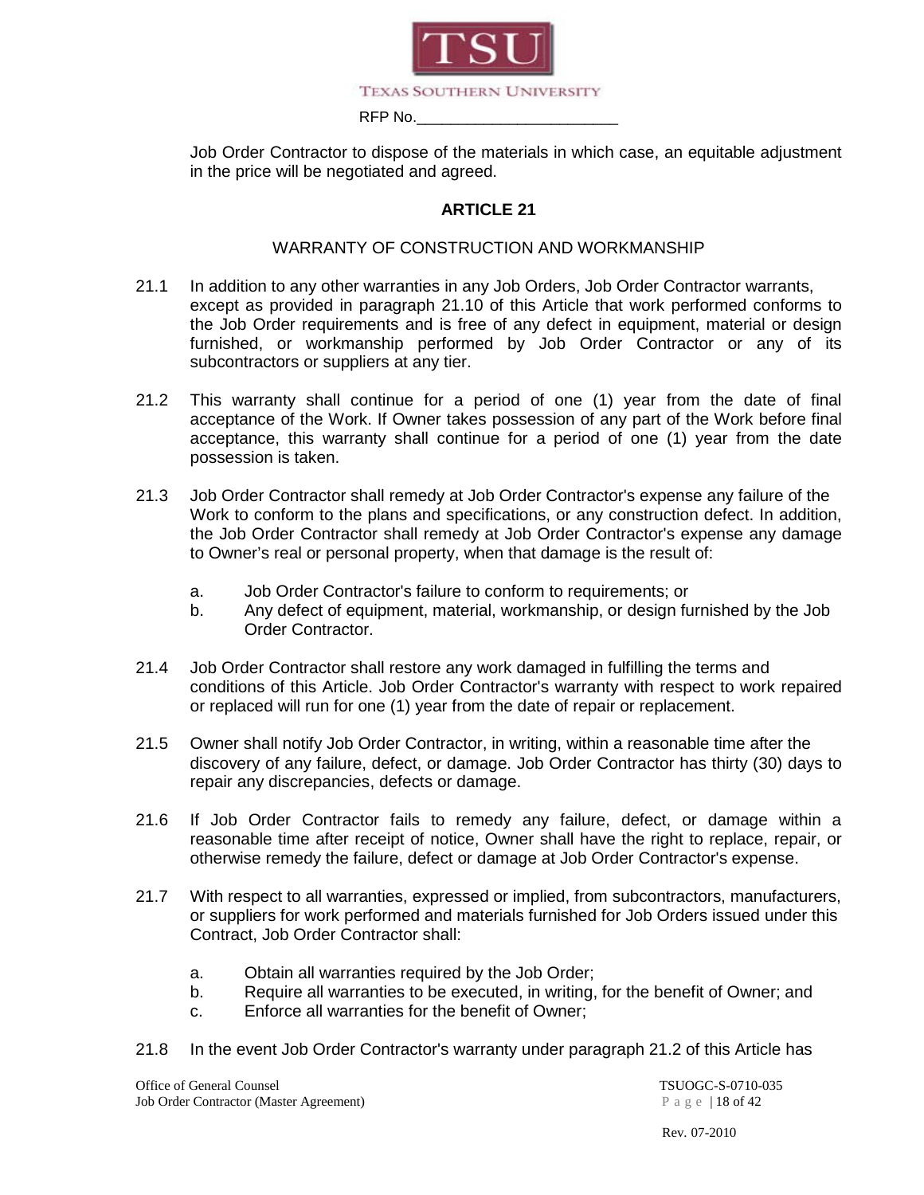Job Order Contractor to dispose of the materials in which case, an equitable adjustment in the price will be negotiated and agreed.

## ARTICLE 21

### WARRANTY OF CONSTRUCTION AND WORKMANSHIP

21.1 In addition to any other warranties in any Job Orders, Job Order Contractor warrants, except as provided in paragraph 21.10 of this Article that work performed conforms to the Job Order requirements and is free of any defect in equipment, material or design furnished, or workmanship performed by Job Order Contractor or any of its subcontractors or suppliers at any tier.

21.2 This warranty shall continue for a period of one (1) year from the date of final acceptance of the Work. If Owner takes possession of any part of the Work before final acceptance, this warranty shall continue for a period of one (1) year from the date possession is taken.

21.3 Job Order Contractor shall remedy at Job Order Contractor's expense any failure of the Work to conform to the plans and specifications, or any construction defect. In addition, the Job Order Contractor shall remedy at Job Order Contractor's expense any damage to Owner's real or personal property, when that damage is the result of:

- a. Job Order Contractor's failure to conform to requirements; or
- b. Any defect of equipment, material, workmanship, or design furnished by the Job Order Contractor.

21.4 Job Order Contractor shall restore any work damaged in fulfilling the terms and conditions of this Article. Job Order Contractor's warranty with respect to work repaired or replaced will run for one (1) year from the date of repair or replacement.

21.5 Owner shall notify Job Order Contractor, in writing, within a reasonable time after the discovery of any failure, defect, or damage. Job Order Contractor has thirty (30) days to repair any discrepancies, defects or damage.

21.6 If Job Order Contractor fails to remedy any failure, defect, or damage within a reasonable time after receipt of notice, Owner shall have the right to replace, repair, or otherwise remedy the failure, defect or damage at Job Order Contractor's expense.

21.7 With respect to all warranties, expressed or implied, from subcontractors, manufacturers, or suppliers for work performed and materials furnished for Job Orders issued under this Contract, Job Order Contractor shall:

- a. Obtain all warranties required by the Job Order;
- b. Require all warranties to be executed, in writing, for the benefit of Owner; and
- c. Enforce all warranties for the benefit of Owner;

21.8 In the event Job Order Contractor's warranty under paragraph 21.2 of this Article has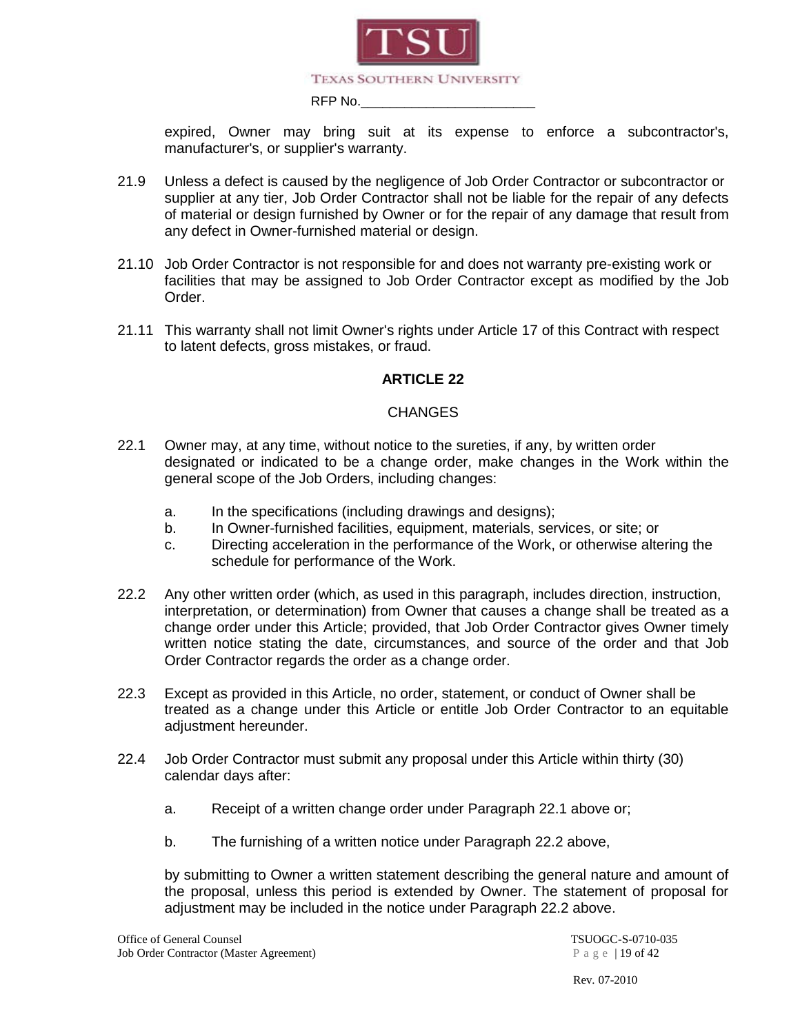expired, Owner may bring suit at its expense to enforce a subcontractor's, manufacturer's, or supplier's warranty.

21.9 Unless a defect is caused by the negligence of Job Order Contractor or subcontractor or supplier at any tier, Job Order Contractor shall not be liable for the repair of any defects of material or design furnished by Owner or for the repair of any damage that result from any defect in Owner-furnished material or design.

21.10 Job Order Contractor is not responsible for and does not warranty pre-existing work or facilities that may be assigned to Job Order Contractor except as modified by the Job Order.

21.11 This warranty shall not limit Owner's rights under Article 17 of this Contract with respect to latent defects, gross mistakes, or fraud.

## ARTICLE 22

### CHANGES

22.1 Owner may, at any time, without notice to the sureties, if any, by written order designated or indicated to be a change order, make changes in the Work within the general scope of the Job Orders, including changes:

a. In the specifications (including drawings and designs);
b. In Owner-furnished facilities, equipment, materials, services, or site; or
c. Directing acceleration in the performance of the Work, or otherwise altering the schedule for performance of the Work.

22.2 Any other written order (which, as used in this paragraph, includes direction, instruction, interpretation, or determination) from Owner that causes a change shall be treated as a change order under this Article; provided, that Job Order Contractor gives Owner timely written notice stating the date, circumstances, and source of the order and that Job Order Contractor regards the order as a change order.

22.3 Except as provided in this Article, no order, statement, or conduct of Owner shall be treated as a change under this Article or entitle Job Order Contractor to an equitable adjustment hereunder.

22.4 Job Order Contractor must submit any proposal under this Article within thirty (30) calendar days after:

a. Receipt of a written change order under Paragraph 22.1 above or;

b. The furnishing of a written notice under Paragraph 22.2 above,

by submitting to Owner a written statement describing the general nature and amount of the proposal, unless this period is extended by Owner. The statement of proposal for adjustment may be included in the notice under Paragraph 22.2 above.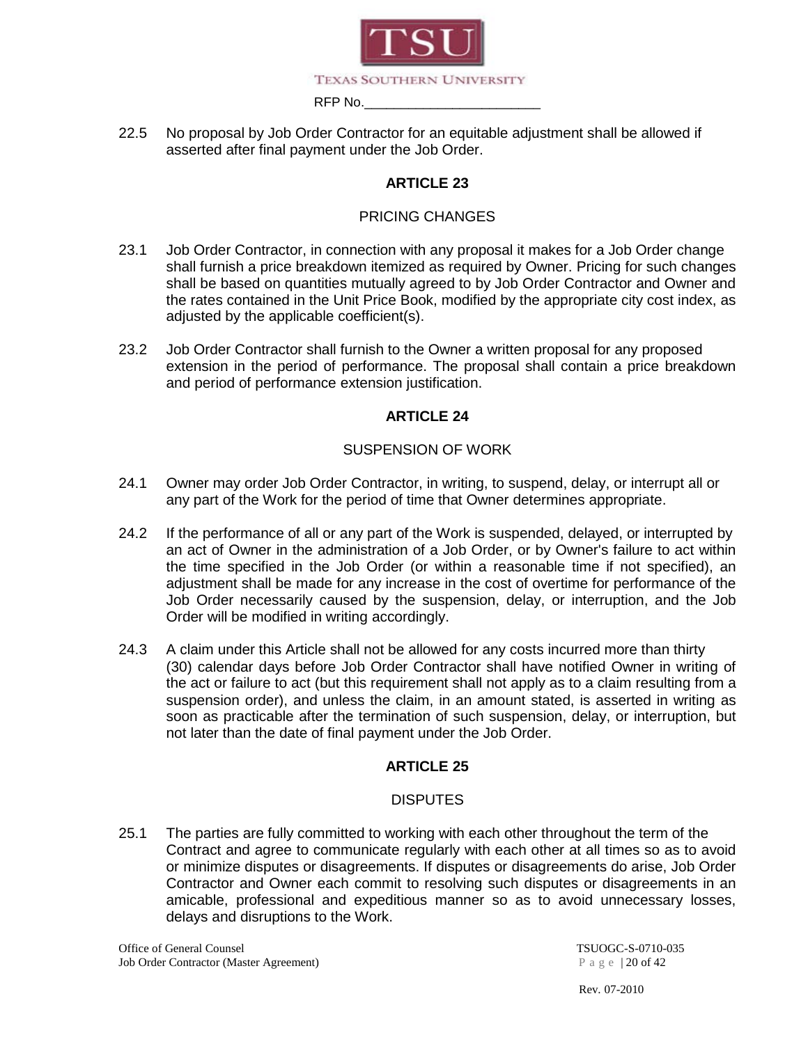22.5 No proposal by Job Order Contractor for an equitable adjustment shall be allowed if asserted after final payment under the Job Order.

## ARTICLE 23

### PRICING CHANGES

23.1 Job Order Contractor, in connection with any proposal it makes for a Job Order change shall furnish a price breakdown itemized as required by Owner. Pricing for such changes shall be based on quantities mutually agreed to by Job Order Contractor and Owner and the rates contained in the Unit Price Book, modified by the appropriate city cost index, as adjusted by the applicable coefficient(s).

23.2 Job Order Contractor shall furnish to the Owner a written proposal for any proposed extension in the period of performance. The proposal shall contain a price breakdown and period of performance extension justification.

## ARTICLE 24

### SUSPENSION OF WORK

24.1 Owner may order Job Order Contractor, in writing, to suspend, delay, or interrupt all or any part of the Work for the period of time that Owner determines appropriate.

24.2 If the performance of all or any part of the Work is suspended, delayed, or interrupted by an act of Owner in the administration of a Job Order, or by Owner's failure to act within the time specified in the Job Order (or within a reasonable time if not specified), an adjustment shall be made for any increase in the cost of overtime for performance of the Job Order necessarily caused by the suspension, delay, or interruption, and the Job Order will be modified in writing accordingly.

24.3 A claim under this Article shall not be allowed for any costs incurred more than thirty (30) calendar days before Job Order Contractor shall have notified Owner in writing of the act or failure to act (but this requirement shall not apply as to a claim resulting from a suspension order), and unless the claim, in an amount stated, is asserted in writing as soon as practicable after the termination of such suspension, delay, or interruption, but not later than the date of final payment under the Job Order.

## ARTICLE 25

### DISPUTES

25.1 The parties are fully committed to working with each other throughout the term of the Contract and agree to communicate regularly with each other at all times so as to avoid or minimize disputes or disagreements. If disputes or disagreements do arise, Job Order Contractor and Owner each commit to resolving such disputes or disagreements in an amicable, professional and expeditious manner so as to avoid unnecessary losses, delays and disruptions to the Work.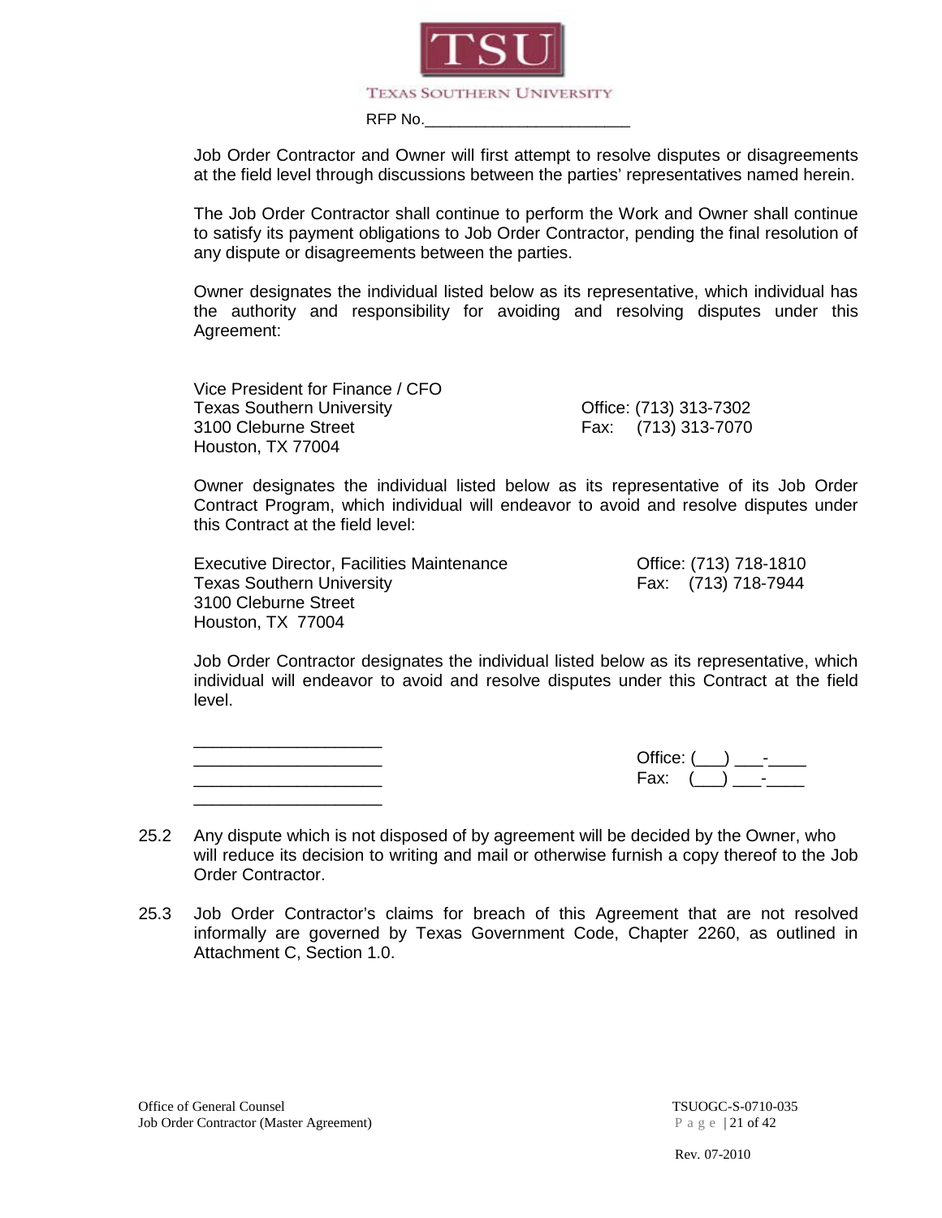Job Order Contractor and Owner will first attempt to resolve disputes or disagreements at the field level through discussions between the parties' representatives named herein.

The Job Order Contractor shall continue to perform the Work and Owner shall continue to satisfy its payment obligations to Job Order Contractor, pending the final resolution of any dispute or disagreements between the parties.

Owner designates the individual listed below as its representative, which individual has the authority and responsibility for avoiding and resolving disputes under this Agreement:

Vice President for Finance / CFO
Texas Southern University
3100 Cleburne Street
Houston, TX 77004

Office: (713) 313-7302
Fax: (713) 313-7070

Owner designates the individual listed below as its representative of its Job Order Contract Program, which individual will endeavor to avoid and resolve disputes under this Contract at the field level:

Executive Director, Facilities Maintenance
Texas Southern University
3100 Cleburne Street
Houston, TX 77004

Office: (713) 718-1810
Fax: (713) 718-7944

Job Order Contractor designates the individual listed below as its representative, which individual will endeavor to avoid and resolve disputes under this Contract at the field level.

____________________
____________________
____________________
____________________

Office: (___) ___-____
Fax: (___) ___-____

25.2 Any dispute which is not disposed of by agreement will be decided by the Owner, who will reduce its decision to writing and mail or otherwise furnish a copy thereof to the Job Order Contractor.

25.3 Job Order Contractor's claims for breach of this Agreement that are not resolved informally are governed by Texas Government Code, Chapter 2260, as outlined in Attachment C, Section 1.0.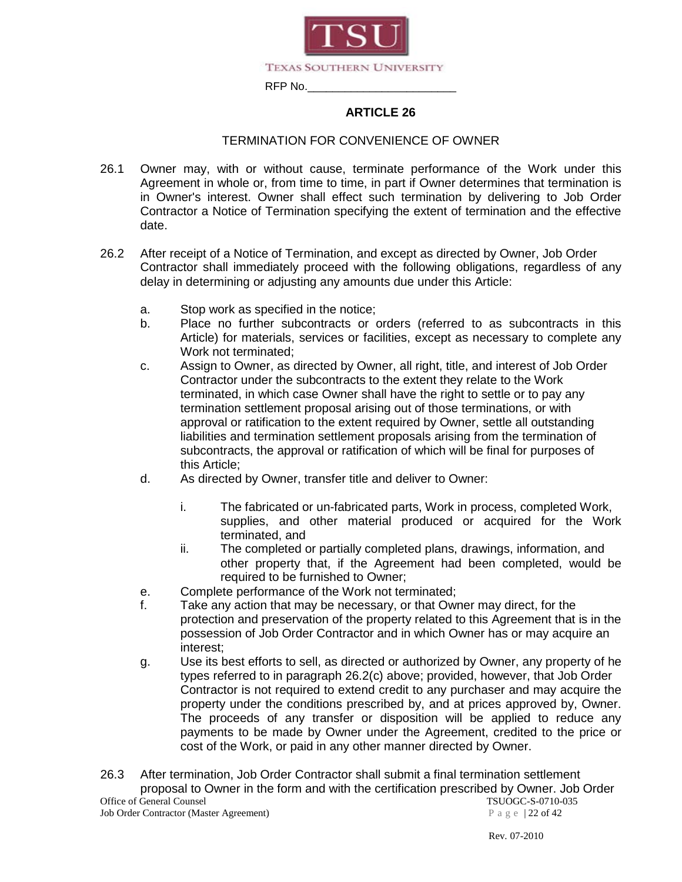## ARTICLE 26

TERMINATION FOR CONVENIENCE OF OWNER

26.1 Owner may, with or without cause, terminate performance of the Work under this Agreement in whole or, from time to time, in part if Owner determines that termination is in Owner's interest. Owner shall effect such termination by delivering to Job Order Contractor a Notice of Termination specifying the extent of termination and the effective date.

26.2 After receipt of a Notice of Termination, and except as directed by Owner, Job Order Contractor shall immediately proceed with the following obligations, regardless of any delay in determining or adjusting any amounts due under this Article:

a. Stop work as specified in the notice;

b. Place no further subcontracts or orders (referred to as subcontracts in this Article) for materials, services or facilities, except as necessary to complete any Work not terminated;

c. Assign to Owner, as directed by Owner, all right, title, and interest of Job Order Contractor under the subcontracts to the extent they relate to the Work terminated, in which case Owner shall have the right to settle or to pay any termination settlement proposal arising out of those terminations, or with approval or ratification to the extent required by Owner, settle all outstanding liabilities and termination settlement proposals arising from the termination of subcontracts, the approval or ratification of which will be final for purposes of this Article;

d. As directed by Owner, transfer title and deliver to Owner:

   i. The fabricated or un-fabricated parts, Work in process, completed Work, supplies, and other material produced or acquired for the Work terminated, and

   ii. The completed or partially completed plans, drawings, information, and other property that, if the Agreement had been completed, would be required to be furnished to Owner;

e. Complete performance of the Work not terminated;

f. Take any action that may be necessary, or that Owner may direct, for the protection and preservation of the property related to this Agreement that is in the possession of Job Order Contractor and in which Owner has or may acquire an interest;

g. Use its best efforts to sell, as directed or authorized by Owner, any property of he types referred to in paragraph 26.2(c) above; provided, however, that Job Order Contractor is not required to extend credit to any purchaser and may acquire the property under the conditions prescribed by, and at prices approved by, Owner. The proceeds of any transfer or disposition will be applied to reduce any payments to be made by Owner under the Agreement, credited to the price or cost of the Work, or paid in any other manner directed by Owner.

26.3 After termination, Job Order Contractor shall submit a final termination settlement proposal to Owner in the form and with the certification prescribed by Owner. Job Order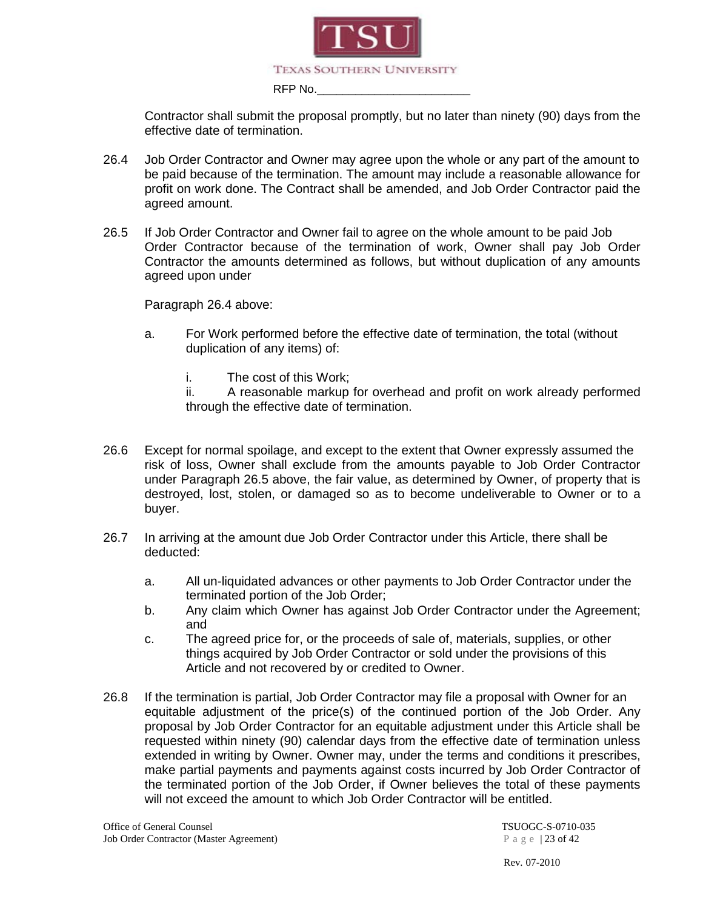Contractor shall submit the proposal promptly, but no later than ninety (90) days from the effective date of termination.

26.4 Job Order Contractor and Owner may agree upon the whole or any part of the amount to be paid because of the termination. The amount may include a reasonable allowance for profit on work done. The Contract shall be amended, and Job Order Contractor paid the agreed amount.

26.5 If Job Order Contractor and Owner fail to agree on the whole amount to be paid Job Order Contractor because of the termination of work, Owner shall pay Job Order Contractor the amounts determined as follows, but without duplication of any amounts agreed upon under

Paragraph 26.4 above:

a. For Work performed before the effective date of termination, the total (without duplication of any items) of:

   i. The cost of this Work;
   ii. A reasonable markup for overhead and profit on work already performed through the effective date of termination.

26.6 Except for normal spoilage, and except to the extent that Owner expressly assumed the risk of loss, Owner shall exclude from the amounts payable to Job Order Contractor under Paragraph 26.5 above, the fair value, as determined by Owner, of property that is destroyed, lost, stolen, or damaged so as to become undeliverable to Owner or to a buyer.

26.7 In arriving at the amount due Job Order Contractor under this Article, there shall be deducted:

a. All un-liquidated advances or other payments to Job Order Contractor under the terminated portion of the Job Order;
b. Any claim which Owner has against Job Order Contractor under the Agreement; and
c. The agreed price for, or the proceeds of sale of, materials, supplies, or other things acquired by Job Order Contractor or sold under the provisions of this Article and not recovered by or credited to Owner.

26.8 If the termination is partial, Job Order Contractor may file a proposal with Owner for an equitable adjustment of the price(s) of the continued portion of the Job Order. Any proposal by Job Order Contractor for an equitable adjustment under this Article shall be requested within ninety (90) calendar days from the effective date of termination unless extended in writing by Owner. Owner may, under the terms and conditions it prescribes, make partial payments and payments against costs incurred by Job Order Contractor of the terminated portion of the Job Order, if Owner believes the total of these payments will not exceed the amount to which Job Order Contractor will be entitled.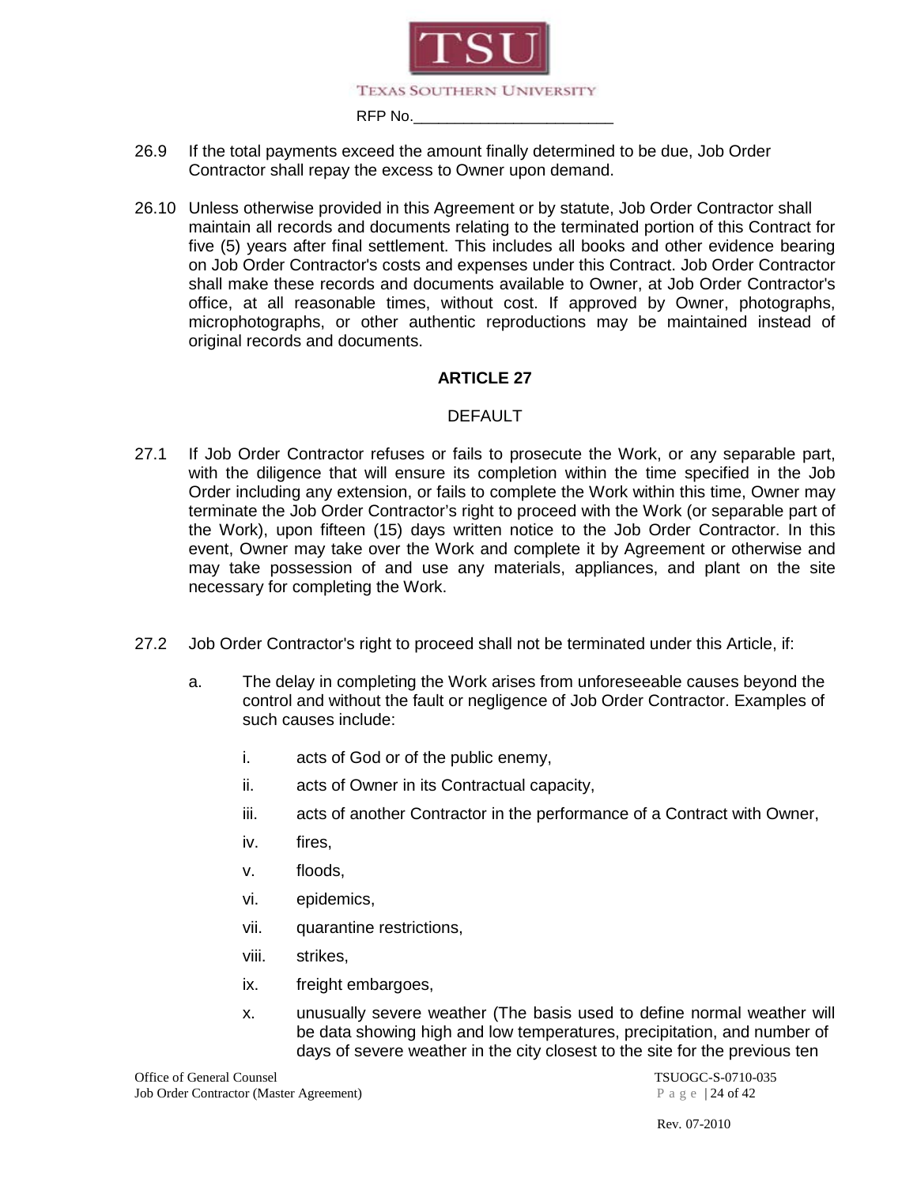26.9 If the total payments exceed the amount finally determined to be due, Job Order Contractor shall repay the excess to Owner upon demand.

26.10 Unless otherwise provided in this Agreement or by statute, Job Order Contractor shall maintain all records and documents relating to the terminated portion of this Contract for five (5) years after final settlement. This includes all books and other evidence bearing on Job Order Contractor's costs and expenses under this Contract. Job Order Contractor shall make these records and documents available to Owner, at Job Order Contractor's office, at all reasonable times, without cost. If approved by Owner, photographs, microphotographs, or other authentic reproductions may be maintained instead of original records and documents.

## ARTICLE 27

### DEFAULT

27.1 If Job Order Contractor refuses or fails to prosecute the Work, or any separable part, with the diligence that will ensure its completion within the time specified in the Job Order including any extension, or fails to complete the Work within this time, Owner may terminate the Job Order Contractor's right to proceed with the Work (or separable part of the Work), upon fifteen (15) days written notice to the Job Order Contractor. In this event, Owner may take over the Work and complete it by Agreement or otherwise and may take possession of and use any materials, appliances, and plant on the site necessary for completing the Work.

27.2 Job Order Contractor's right to proceed shall not be terminated under this Article, if:

a. The delay in completing the Work arises from unforeseeable causes beyond the control and without the fault or negligence of Job Order Contractor. Examples of such causes include:

   i. acts of God or of the public enemy,

   ii. acts of Owner in its Contractual capacity,

   iii. acts of another Contractor in the performance of a Contract with Owner,

   iv. fires,

   v. floods,

   vi. epidemics,

   vii. quarantine restrictions,

   viii. strikes,

   ix. freight embargoes,

   x. unusually severe weather (The basis used to define normal weather will be data showing high and low temperatures, precipitation, and number of days of severe weather in the city closest to the site for the previous ten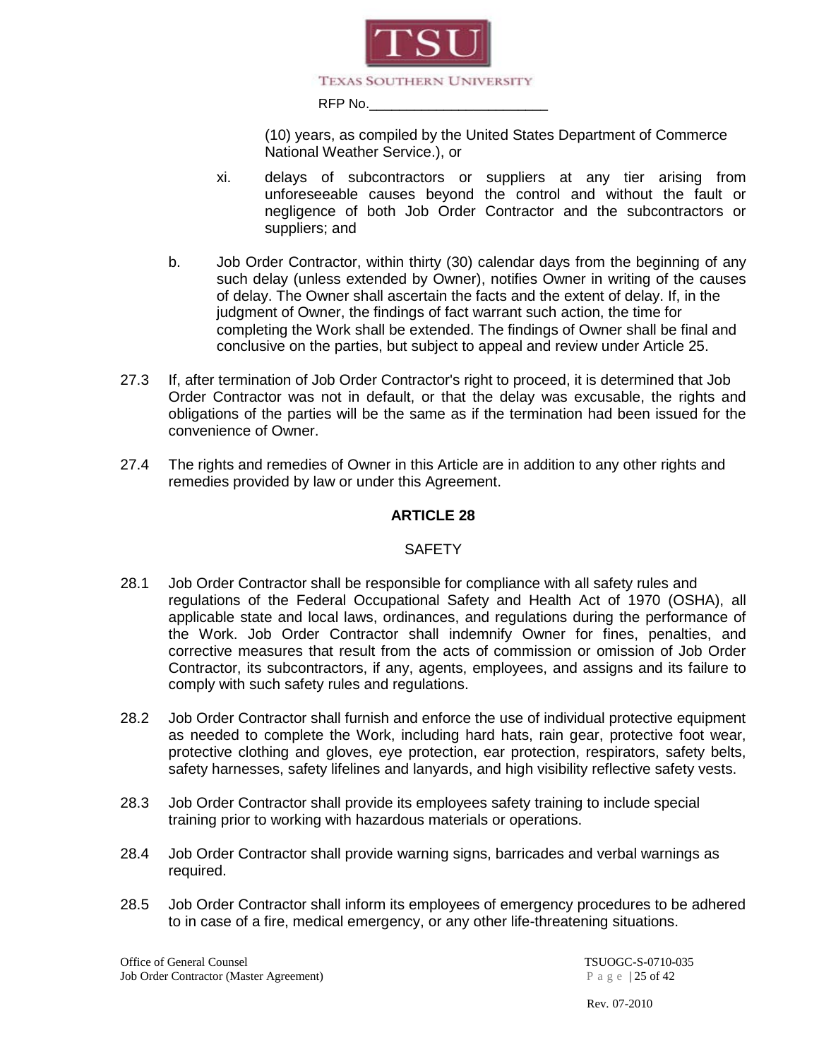(10) years, as compiled by the United States Department of Commerce National Weather Service.), or

xi. delays of subcontractors or suppliers at any tier arising from unforeseeable causes beyond the control and without the fault or negligence of both Job Order Contractor and the subcontractors or suppliers; and

b. Job Order Contractor, within thirty (30) calendar days from the beginning of any such delay (unless extended by Owner), notifies Owner in writing of the causes of delay. The Owner shall ascertain the facts and the extent of delay. If, in the judgment of Owner, the findings of fact warrant such action, the time for completing the Work shall be extended. The findings of Owner shall be final and conclusive on the parties, but subject to appeal and review under Article 25.

27.3 If, after termination of Job Order Contractor's right to proceed, it is determined that Job Order Contractor was not in default, or that the delay was excusable, the rights and obligations of the parties will be the same as if the termination had been issued for the convenience of Owner.

27.4 The rights and remedies of Owner in this Article are in addition to any other rights and remedies provided by law or under this Agreement.

## ARTICLE 28

### SAFETY

28.1 Job Order Contractor shall be responsible for compliance with all safety rules and regulations of the Federal Occupational Safety and Health Act of 1970 (OSHA), all applicable state and local laws, ordinances, and regulations during the performance of the Work. Job Order Contractor shall indemnify Owner for fines, penalties, and corrective measures that result from the acts of commission or omission of Job Order Contractor, its subcontractors, if any, agents, employees, and assigns and its failure to comply with such safety rules and regulations.

28.2 Job Order Contractor shall furnish and enforce the use of individual protective equipment as needed to complete the Work, including hard hats, rain gear, protective foot wear, protective clothing and gloves, eye protection, ear protection, respirators, safety belts, safety harnesses, safety lifelines and lanyards, and high visibility reflective safety vests.

28.3 Job Order Contractor shall provide its employees safety training to include special training prior to working with hazardous materials or operations.

28.4 Job Order Contractor shall provide warning signs, barricades and verbal warnings as required.

28.5 Job Order Contractor shall inform its employees of emergency procedures to be adhered to in case of a fire, medical emergency, or any other life-threatening situations.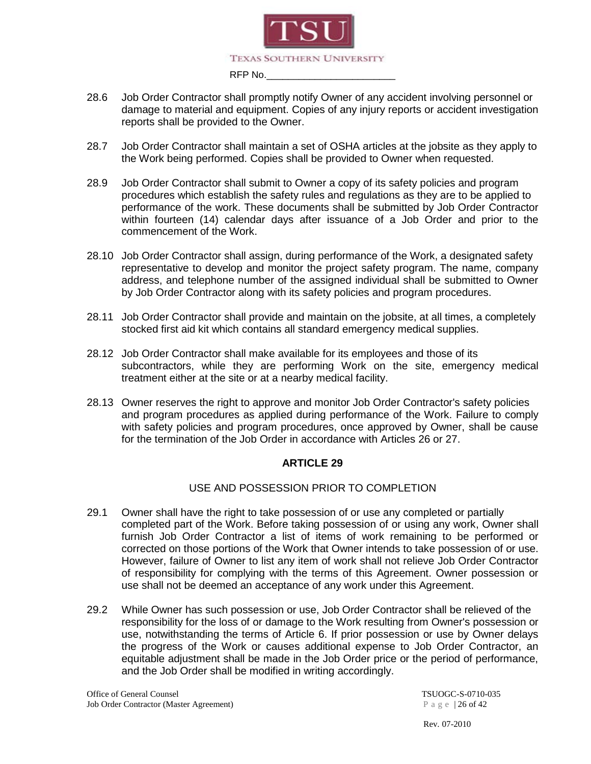28.6 Job Order Contractor shall promptly notify Owner of any accident involving personnel or damage to material and equipment. Copies of any injury reports or accident investigation reports shall be provided to the Owner.

28.7 Job Order Contractor shall maintain a set of OSHA articles at the jobsite as they apply to the Work being performed. Copies shall be provided to Owner when requested.

28.9 Job Order Contractor shall submit to Owner a copy of its safety policies and program procedures which establish the safety rules and regulations as they are to be applied to performance of the work. These documents shall be submitted by Job Order Contractor within fourteen (14) calendar days after issuance of a Job Order and prior to the commencement of the Work.

28.10 Job Order Contractor shall assign, during performance of the Work, a designated safety representative to develop and monitor the project safety program. The name, company address, and telephone number of the assigned individual shall be submitted to Owner by Job Order Contractor along with its safety policies and program procedures.

28.11 Job Order Contractor shall provide and maintain on the jobsite, at all times, a completely stocked first aid kit which contains all standard emergency medical supplies.

28.12 Job Order Contractor shall make available for its employees and those of its subcontractors, while they are performing Work on the site, emergency medical treatment either at the site or at a nearby medical facility.

28.13 Owner reserves the right to approve and monitor Job Order Contractor's safety policies and program procedures as applied during performance of the Work. Failure to comply with safety policies and program procedures, once approved by Owner, shall be cause for the termination of the Job Order in accordance with Articles 26 or 27.

## ARTICLE 29

### USE AND POSSESSION PRIOR TO COMPLETION

29.1 Owner shall have the right to take possession of or use any completed or partially completed part of the Work. Before taking possession of or using any work, Owner shall furnish Job Order Contractor a list of items of work remaining to be performed or corrected on those portions of the Work that Owner intends to take possession of or use. However, failure of Owner to list any item of work shall not relieve Job Order Contractor of responsibility for complying with the terms of this Agreement. Owner possession or use shall not be deemed an acceptance of any work under this Agreement.

29.2 While Owner has such possession or use, Job Order Contractor shall be relieved of the responsibility for the loss of or damage to the Work resulting from Owner's possession or use, notwithstanding the terms of Article 6. If prior possession or use by Owner delays the progress of the Work or causes additional expense to Job Order Contractor, an equitable adjustment shall be made in the Job Order price or the period of performance, and the Job Order shall be modified in writing accordingly.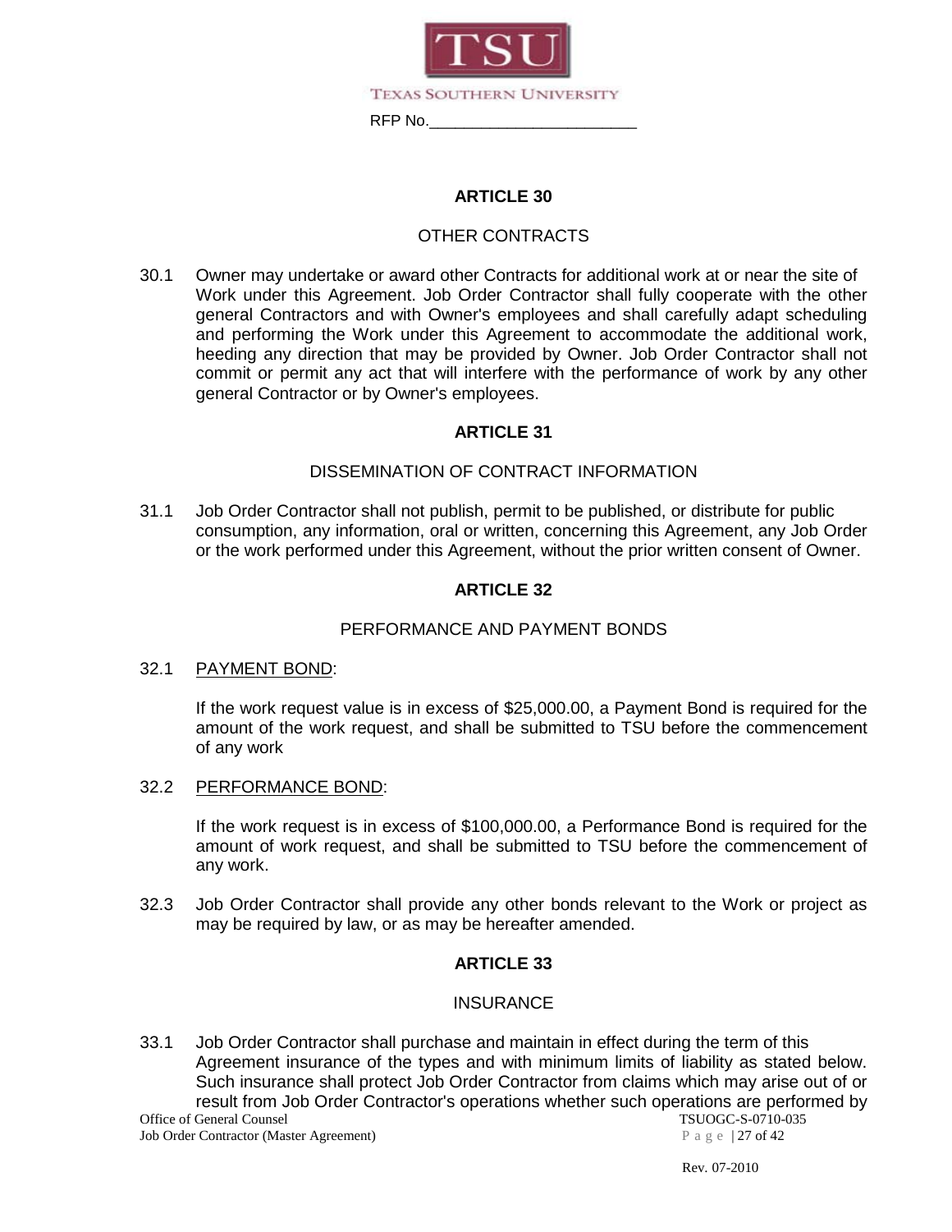## ARTICLE 30

OTHER CONTRACTS

30.1 Owner may undertake or award other Contracts for additional work at or near the site of Work under this Agreement. Job Order Contractor shall fully cooperate with the other general Contractors and with Owner's employees and shall carefully adapt scheduling and performing the Work under this Agreement to accommodate the additional work, heeding any direction that may be provided by Owner. Job Order Contractor shall not commit or permit any act that will interfere with the performance of work by any other general Contractor or by Owner's employees.

## ARTICLE 31

DISSEMINATION OF CONTRACT INFORMATION

31.1 Job Order Contractor shall not publish, permit to be published, or distribute for public consumption, any information, oral or written, concerning this Agreement, any Job Order or the work performed under this Agreement, without the prior written consent of Owner.

## ARTICLE 32

PERFORMANCE AND PAYMENT BONDS

32.1 PAYMENT BOND:

If the work request value is in excess of $25,000.00, a Payment Bond is required for the amount of the work request, and shall be submitted to TSU before the commencement of any work

32.2 PERFORMANCE BOND:

If the work request is in excess of $100,000.00, a Performance Bond is required for the amount of work request, and shall be submitted to TSU before the commencement of any work.

32.3 Job Order Contractor shall provide any other bonds relevant to the Work or project as may be required by law, or as may be hereafter amended.

## ARTICLE 33

INSURANCE

33.1 Job Order Contractor shall purchase and maintain in effect during the term of this Agreement insurance of the types and with minimum limits of liability as stated below. Such insurance shall protect Job Order Contractor from claims which may arise out of or result from Job Order Contractor's operations whether such operations are performed by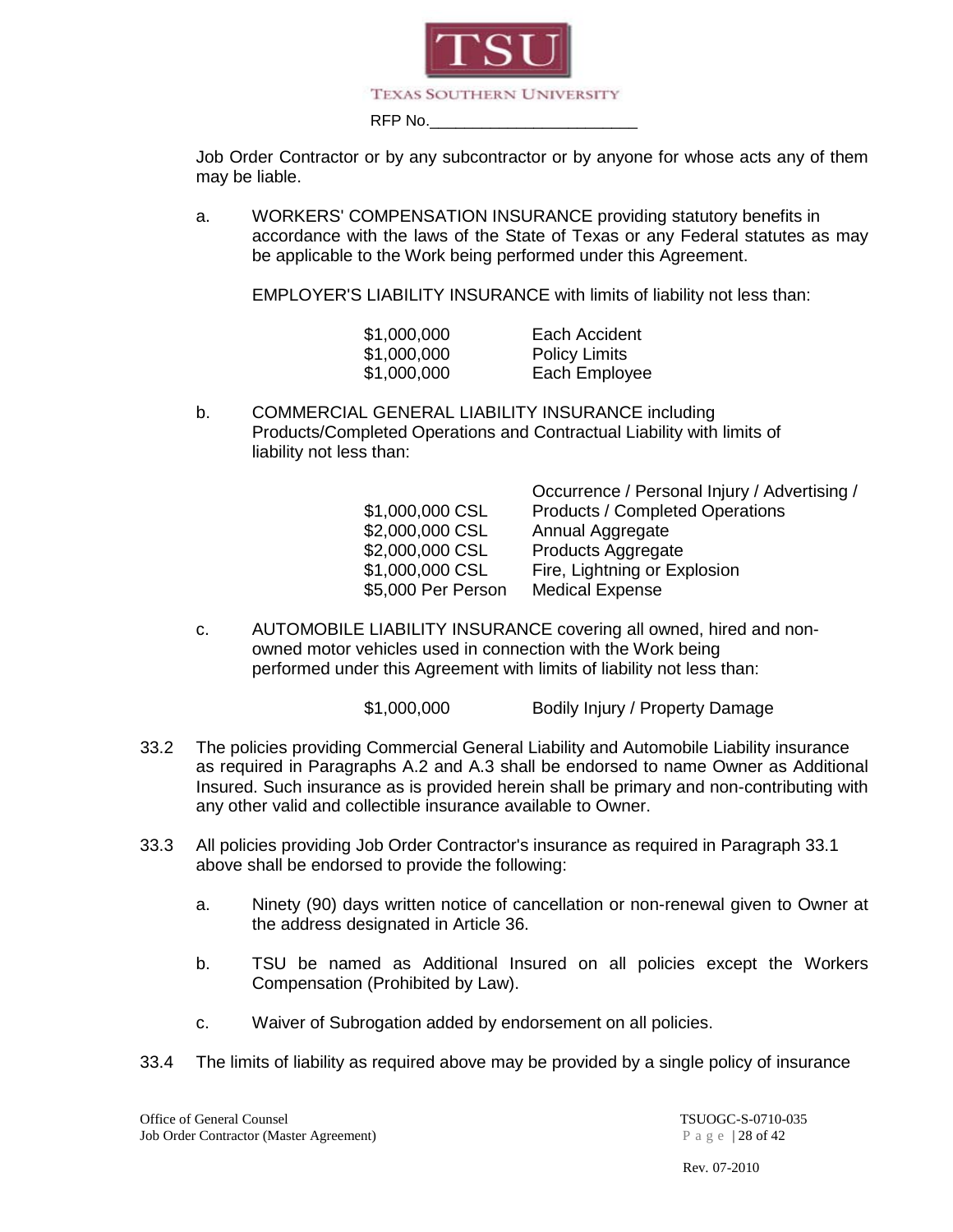Job Order Contractor or by any subcontractor or by anyone for whose acts any of them may be liable.

a. WORKERS' COMPENSATION INSURANCE providing statutory benefits in accordance with the laws of the State of Texas or any Federal statutes as may be applicable to the Work being performed under this Agreement.

   EMPLOYER'S LIABILITY INSURANCE with limits of liability not less than:

| | |
|---|---|
| $1,000,000 | Each Accident |
| $1,000,000 | Policy Limits |
| $1,000,000 | Each Employee |

b. COMMERCIAL GENERAL LIABILITY INSURANCE including Products/Completed Operations and Contractual Liability with limits of liability not less than:

| | |
|---|---|
| $1,000,000 CSL | Occurrence / Personal Injury / Advertising / Products / Completed Operations |
| $2,000,000 CSL | Annual Aggregate |
| $2,000,000 CSL | Products Aggregate |
| $1,000,000 CSL | Fire, Lightning or Explosion |
| $5,000 Per Person | Medical Expense |

c. AUTOMOBILE LIABILITY INSURANCE covering all owned, hired and non-owned motor vehicles used in connection with the Work being performed under this Agreement with limits of liability not less than:

| | |
|---|---|
| $1,000,000 | Bodily Injury / Property Damage |

33.2 The policies providing Commercial General Liability and Automobile Liability insurance as required in Paragraphs A.2 and A.3 shall be endorsed to name Owner as Additional Insured. Such insurance as is provided herein shall be primary and non-contributing with any other valid and collectible insurance available to Owner.

33.3 All policies providing Job Order Contractor's insurance as required in Paragraph 33.1 above shall be endorsed to provide the following:

a. Ninety (90) days written notice of cancellation or non-renewal given to Owner at the address designated in Article 36.

b. TSU be named as Additional Insured on all policies except the Workers Compensation (Prohibited by Law).

c. Waiver of Subrogation added by endorsement on all policies.

33.4 The limits of liability as required above may be provided by a single policy of insurance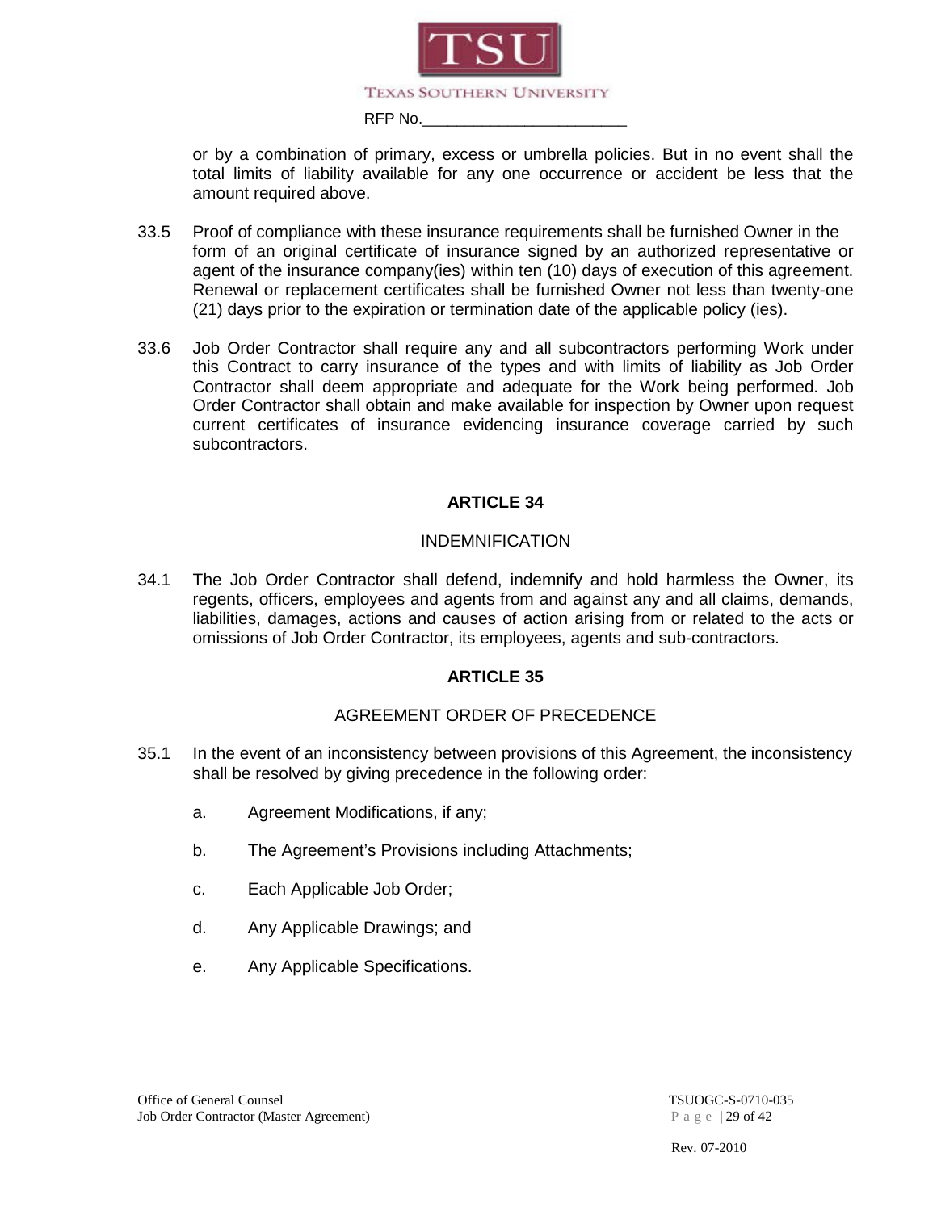or by a combination of primary, excess or umbrella policies. But in no event shall the total limits of liability available for any one occurrence or accident be less that the amount required above.

33.5 Proof of compliance with these insurance requirements shall be furnished Owner in the form of an original certificate of insurance signed by an authorized representative or agent of the insurance company(ies) within ten (10) days of execution of this agreement. Renewal or replacement certificates shall be furnished Owner not less than twenty-one (21) days prior to the expiration or termination date of the applicable policy (ies).

33.6 Job Order Contractor shall require any and all subcontractors performing Work under this Contract to carry insurance of the types and with limits of liability as Job Order Contractor shall deem appropriate and adequate for the Work being performed. Job Order Contractor shall obtain and make available for inspection by Owner upon request current certificates of insurance evidencing insurance coverage carried by such subcontractors.

## ARTICLE 34

### INDEMNIFICATION

34.1 The Job Order Contractor shall defend, indemnify and hold harmless the Owner, its regents, officers, employees and agents from and against any and all claims, demands, liabilities, damages, actions and causes of action arising from or related to the acts or omissions of Job Order Contractor, its employees, agents and sub-contractors.

## ARTICLE 35

### AGREEMENT ORDER OF PRECEDENCE

35.1 In the event of an inconsistency between provisions of this Agreement, the inconsistency shall be resolved by giving precedence in the following order:

a. Agreement Modifications, if any;

b. The Agreement's Provisions including Attachments;

c. Each Applicable Job Order;

d. Any Applicable Drawings; and

e. Any Applicable Specifications.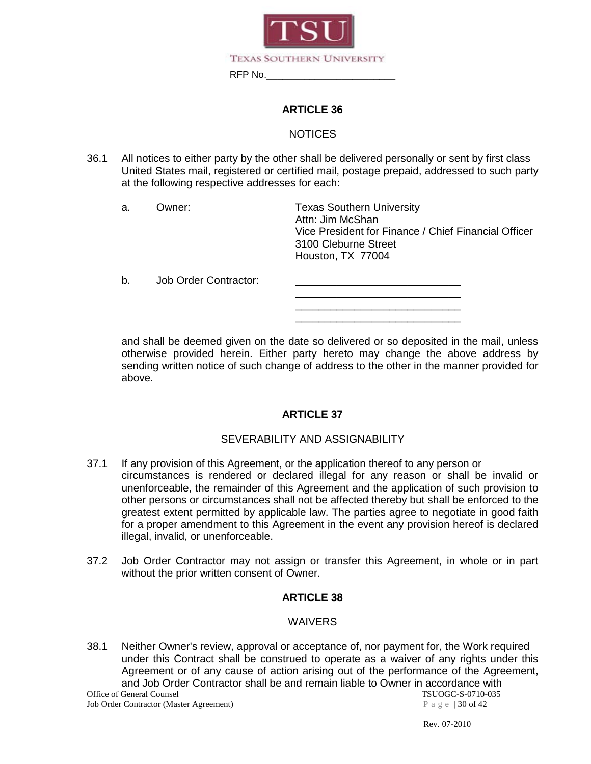RFP No.________________________

## ARTICLE 36

### NOTICES

36.1 All notices to either party by the other shall be delivered personally or sent by first class United States mail, registered or certified mail, postage prepaid, addressed to such party at the following respective addresses for each:

a. Owner: Texas Southern University
Attn: Jim McShan
Vice President for Finance / Chief Financial Officer
3100 Cleburne Street
Houston, TX 77004

b. Job Order Contractor: ____________________________
____________________________
____________________________
____________________________

and shall be deemed given on the date so delivered or so deposited in the mail, unless otherwise provided herein. Either party hereto may change the above address by sending written notice of such change of address to the other in the manner provided for above.

## ARTICLE 37

### SEVERABILITY AND ASSIGNABILITY

37.1 If any provision of this Agreement, or the application thereof to any person or circumstances is rendered or declared illegal for any reason or shall be invalid or unenforceable, the remainder of this Agreement and the application of such provision to other persons or circumstances shall not be affected thereby but shall be enforced to the greatest extent permitted by applicable law. The parties agree to negotiate in good faith for a proper amendment to this Agreement in the event any provision hereof is declared illegal, invalid, or unenforceable.

37.2 Job Order Contractor may not assign or transfer this Agreement, in whole or in part without the prior written consent of Owner.

## ARTICLE 38

### WAIVERS

38.1 Neither Owner's review, approval or acceptance of, nor payment for, the Work required under this Contract shall be construed to operate as a waiver of any rights under this Agreement or of any cause of action arising out of the performance of the Agreement, and Job Order Contractor shall be and remain liable to Owner in accordance with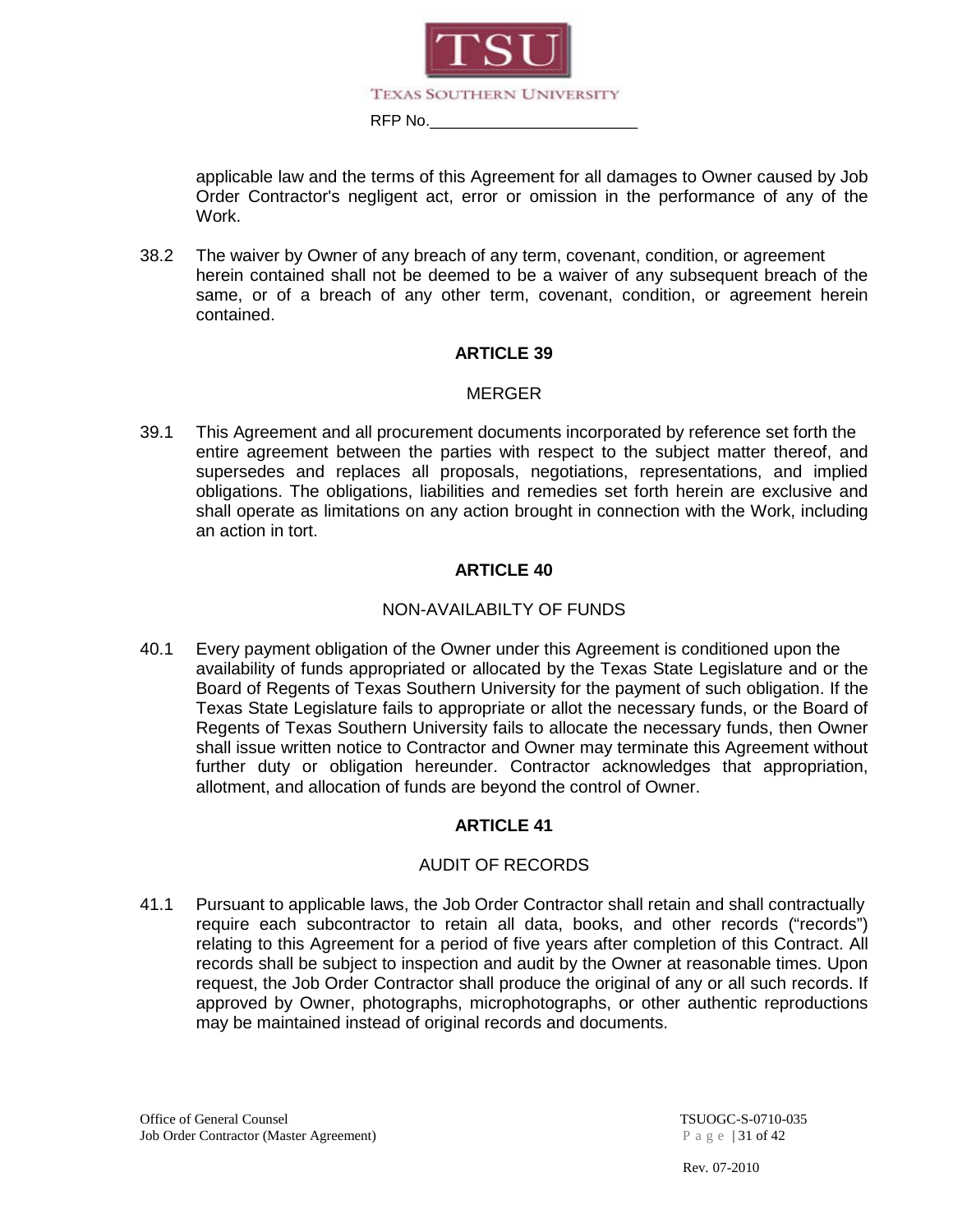applicable law and the terms of this Agreement for all damages to Owner caused by Job Order Contractor's negligent act, error or omission in the performance of any of the Work.

38.2 The waiver by Owner of any breach of any term, covenant, condition, or agreement herein contained shall not be deemed to be a waiver of any subsequent breach of the same, or of a breach of any other term, covenant, condition, or agreement herein contained.

## ARTICLE 39

### MERGER

39.1 This Agreement and all procurement documents incorporated by reference set forth the entire agreement between the parties with respect to the subject matter thereof, and supersedes and replaces all proposals, negotiations, representations, and implied obligations. The obligations, liabilities and remedies set forth herein are exclusive and shall operate as limitations on any action brought in connection with the Work, including an action in tort.

## ARTICLE 40

### NON-AVAILABILTY OF FUNDS

40.1 Every payment obligation of the Owner under this Agreement is conditioned upon the availability of funds appropriated or allocated by the Texas State Legislature and or the Board of Regents of Texas Southern University for the payment of such obligation. If the Texas State Legislature fails to appropriate or allot the necessary funds, or the Board of Regents of Texas Southern University fails to allocate the necessary funds, then Owner shall issue written notice to Contractor and Owner may terminate this Agreement without further duty or obligation hereunder. Contractor acknowledges that appropriation, allotment, and allocation of funds are beyond the control of Owner.

## ARTICLE 41

### AUDIT OF RECORDS

41.1 Pursuant to applicable laws, the Job Order Contractor shall retain and shall contractually require each subcontractor to retain all data, books, and other records ("records") relating to this Agreement for a period of five years after completion of this Contract. All records shall be subject to inspection and audit by the Owner at reasonable times. Upon request, the Job Order Contractor shall produce the original of any or all such records. If approved by Owner, photographs, microphotographs, or other authentic reproductions may be maintained instead of original records and documents.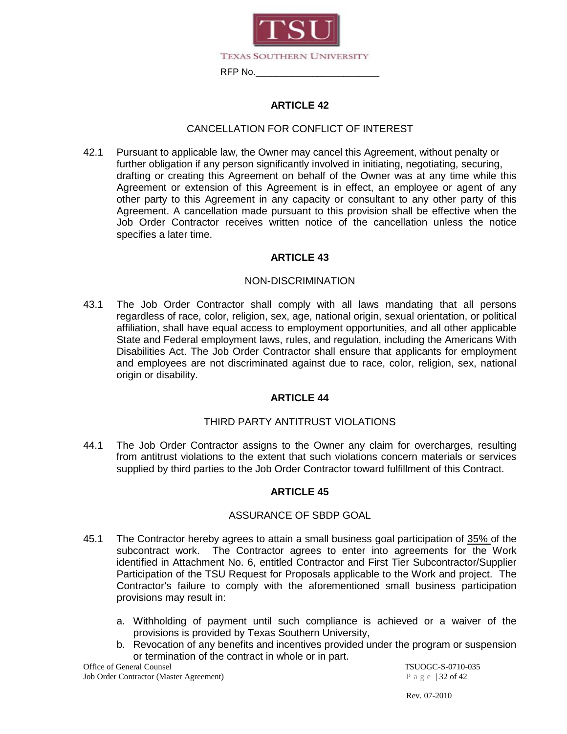TEXAS SOUTHERN UNIVERSITY

RFP No.________________________

## ARTICLE 42

### CANCELLATION FOR CONFLICT OF INTEREST

42.1 Pursuant to applicable law, the Owner may cancel this Agreement, without penalty or further obligation if any person significantly involved in initiating, negotiating, securing, drafting or creating this Agreement on behalf of the Owner was at any time while this Agreement or extension of this Agreement is in effect, an employee or agent of any other party to this Agreement in any capacity or consultant to any other party of this Agreement. A cancellation made pursuant to this provision shall be effective when the Job Order Contractor receives written notice of the cancellation unless the notice specifies a later time.

## ARTICLE 43

### NON-DISCRIMINATION

43.1 The Job Order Contractor shall comply with all laws mandating that all persons regardless of race, color, religion, sex, age, national origin, sexual orientation, or political affiliation, shall have equal access to employment opportunities, and all other applicable State and Federal employment laws, rules, and regulation, including the Americans With Disabilities Act. The Job Order Contractor shall ensure that applicants for employment and employees are not discriminated against due to race, color, religion, sex, national origin or disability.

## ARTICLE 44

### THIRD PARTY ANTITRUST VIOLATIONS

44.1 The Job Order Contractor assigns to the Owner any claim for overcharges, resulting from antitrust violations to the extent that such violations concern materials or services supplied by third parties to the Job Order Contractor toward fulfillment of this Contract.

## ARTICLE 45

### ASSURANCE OF SBDP GOAL

45.1 The Contractor hereby agrees to attain a small business goal participation of 35% of the subcontract work. The Contractor agrees to enter into agreements for the Work identified in Attachment No. 6, entitled Contractor and First Tier Subcontractor/Supplier Participation of the TSU Request for Proposals applicable to the Work and project. The Contractor's failure to comply with the aforementioned small business participation provisions may result in:

a. Withholding of payment until such compliance is achieved or a waiver of the provisions is provided by Texas Southern University,
b. Revocation of any benefits and incentives provided under the program or suspension or termination of the contract in whole or in part.

Office of General Counsel TSUOGC-S-0710-035
Job Order Contractor (Master Agreement)

Rev. 07-2010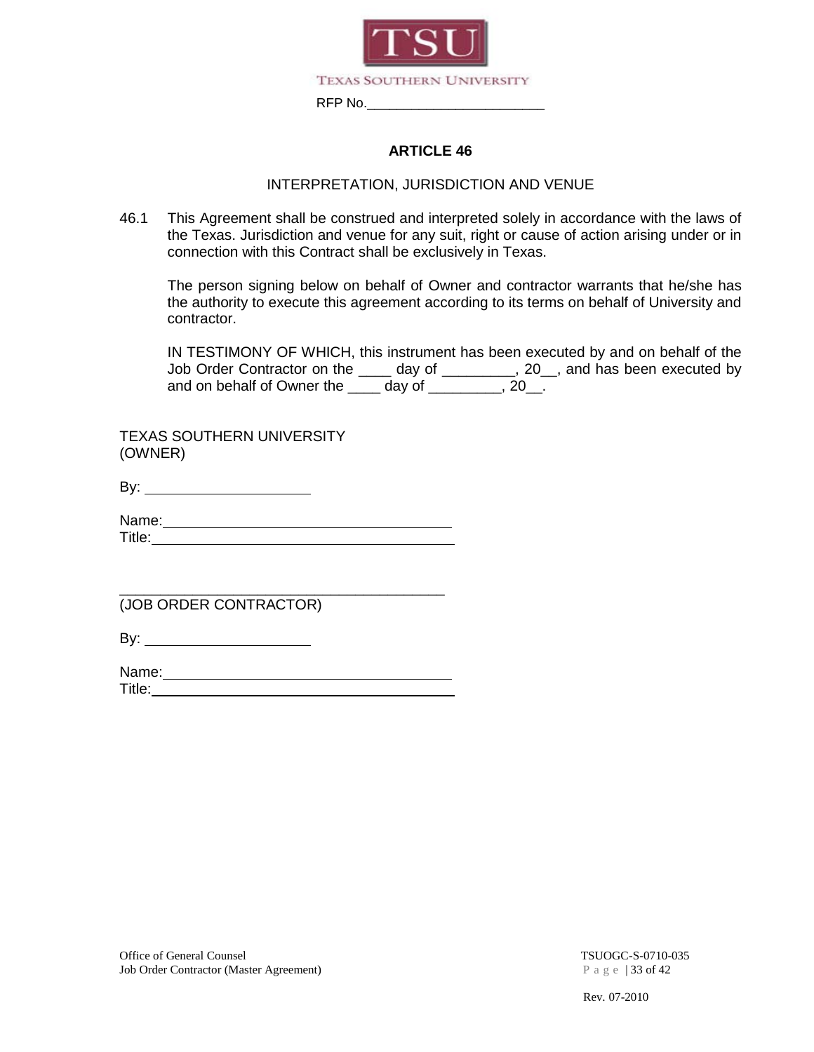RFP No.________________________

## ARTICLE 46

### INTERPRETATION, JURISDICTION AND VENUE

46.1 This Agreement shall be construed and interpreted solely in accordance with the laws of the Texas. Jurisdiction and venue for any suit, right or cause of action arising under or in connection with this Contract shall be exclusively in Texas.

The person signing below on behalf of Owner and contractor warrants that he/she has the authority to execute this agreement according to its terms on behalf of University and contractor.

IN TESTIMONY OF WHICH, this instrument has been executed by and on behalf of the Job Order Contractor on the ____ day of _________, 20__, and has been executed by and on behalf of Owner the ____ day of _________, 20__.

TEXAS SOUTHERN UNIVERSITY
(OWNER)

By: ____________________

Name: ____________________________________
Title: ____________________________________

________________________________________
(JOB ORDER CONTRACTOR)

By: ____________________

Name: ____________________________________
Title: ____________________________________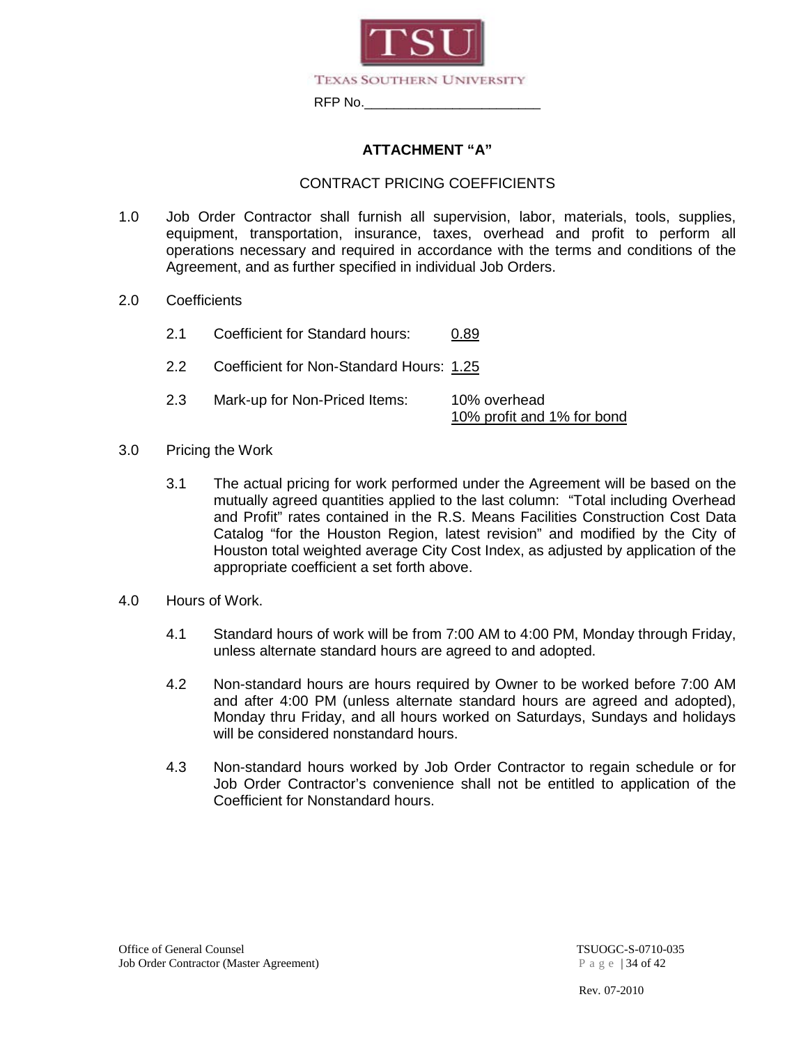TEXAS SOUTHERN UNIVERSITY

RFP No.________________________

## ATTACHMENT "A"

### CONTRACT PRICING COEFFICIENTS

1.0 Job Order Contractor shall furnish all supervision, labor, materials, tools, supplies, equipment, transportation, insurance, taxes, overhead and profit to perform all operations necessary and required in accordance with the terms and conditions of the Agreement, and as further specified in individual Job Orders.

2.0 Coefficients

2.1 Coefficient for Standard hours: 0.89

2.2 Coefficient for Non-Standard Hours: 1.25

2.3 Mark-up for Non-Priced Items: 10% overhead
10% profit and 1% for bond

3.0 Pricing the Work

3.1 The actual pricing for work performed under the Agreement will be based on the mutually agreed quantities applied to the last column: "Total including Overhead and Profit" rates contained in the R.S. Means Facilities Construction Cost Data Catalog "for the Houston Region, latest revision" and modified by the City of Houston total weighted average City Cost Index, as adjusted by application of the appropriate coefficient a set forth above.

4.0 Hours of Work.

4.1 Standard hours of work will be from 7:00 AM to 4:00 PM, Monday through Friday, unless alternate standard hours are agreed to and adopted.

4.2 Non-standard hours are hours required by Owner to be worked before 7:00 AM and after 4:00 PM (unless alternate standard hours are agreed and adopted), Monday thru Friday, and all hours worked on Saturdays, Sundays and holidays will be considered nonstandard hours.

4.3 Non-standard hours worked by Job Order Contractor to regain schedule or for Job Order Contractor's convenience shall not be entitled to application of the Coefficient for Nonstandard hours.

Office of General Counsel
Job Order Contractor (Master Agreement)

TSUOGC-S-0710-035

Rev. 07-2010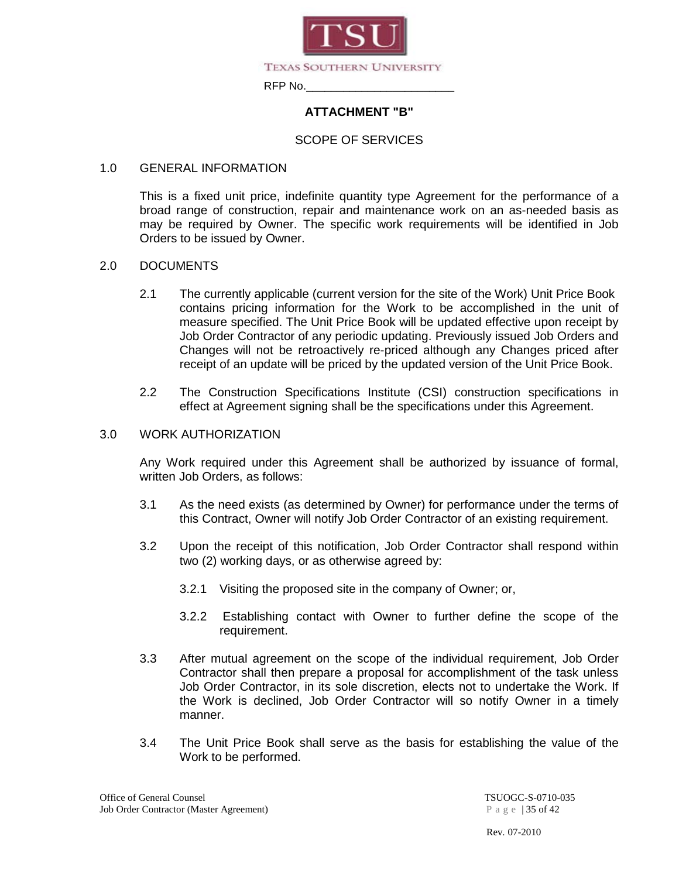TEXAS SOUTHERN UNIVERSITY

RFP No.________________________

# ATTACHMENT "B"

## SCOPE OF SERVICES

1.0 GENERAL INFORMATION

This is a fixed unit price, indefinite quantity type Agreement for the performance of a broad range of construction, repair and maintenance work on an as-needed basis as may be required by Owner. The specific work requirements will be identified in Job Orders to be issued by Owner.

2.0 DOCUMENTS

2.1 The currently applicable (current version for the site of the Work) Unit Price Book contains pricing information for the Work to be accomplished in the unit of measure specified. The Unit Price Book will be updated effective upon receipt by Job Order Contractor of any periodic updating. Previously issued Job Orders and Changes will not be retroactively re-priced although any Changes priced after receipt of an update will be priced by the updated version of the Unit Price Book.

2.2 The Construction Specifications Institute (CSI) construction specifications in effect at Agreement signing shall be the specifications under this Agreement.

3.0 WORK AUTHORIZATION

Any Work required under this Agreement shall be authorized by issuance of formal, written Job Orders, as follows:

3.1 As the need exists (as determined by Owner) for performance under the terms of this Contract, Owner will notify Job Order Contractor of an existing requirement.

3.2 Upon the receipt of this notification, Job Order Contractor shall respond within two (2) working days, or as otherwise agreed by:

3.2.1 Visiting the proposed site in the company of Owner; or,

3.2.2 Establishing contact with Owner to further define the scope of the requirement.

3.3 After mutual agreement on the scope of the individual requirement, Job Order Contractor shall then prepare a proposal for accomplishment of the task unless Job Order Contractor, in its sole discretion, elects not to undertake the Work. If the Work is declined, Job Order Contractor will so notify Owner in a timely manner.

3.4 The Unit Price Book shall serve as the basis for establishing the value of the Work to be performed.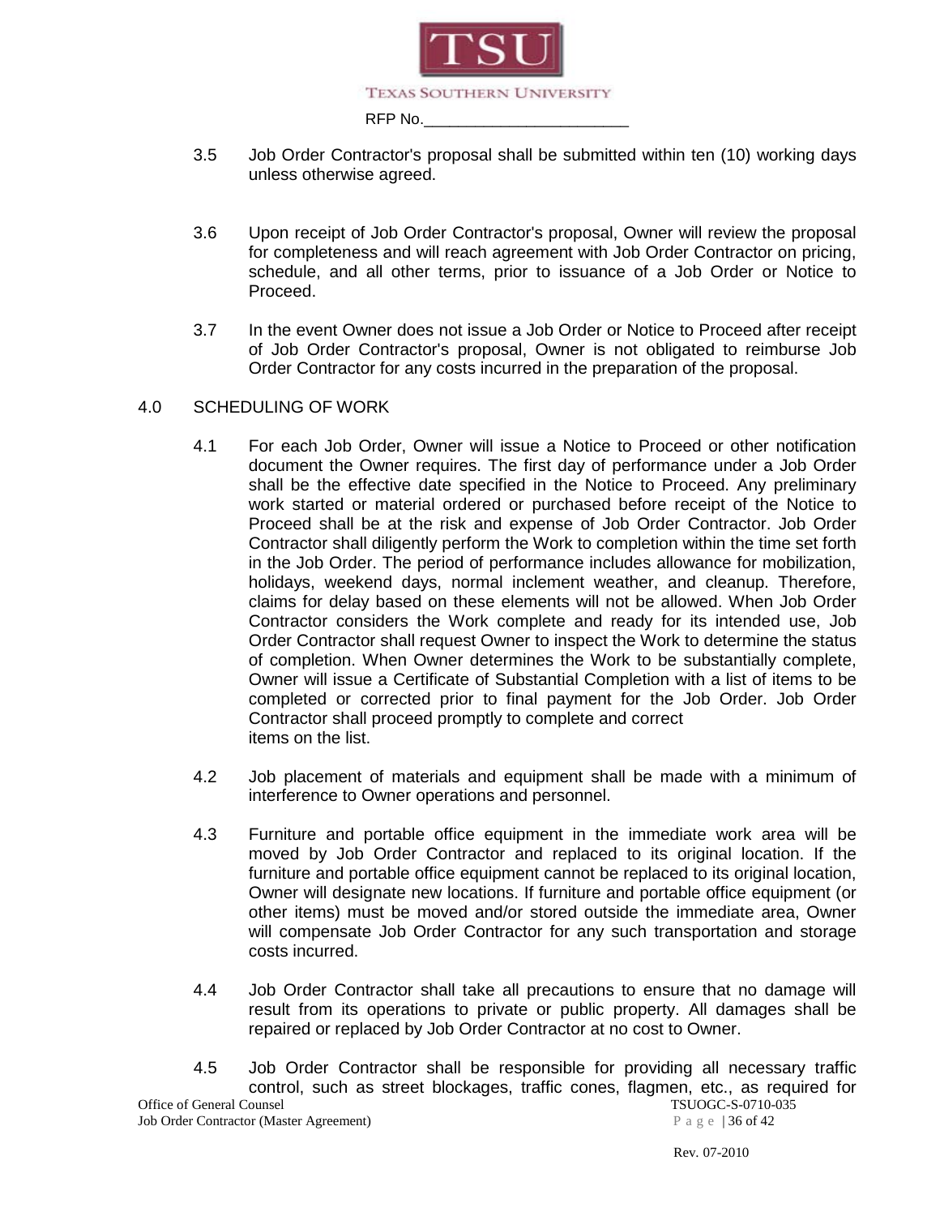3.5 Job Order Contractor's proposal shall be submitted within ten (10) working days unless otherwise agreed.

3.6 Upon receipt of Job Order Contractor's proposal, Owner will review the proposal for completeness and will reach agreement with Job Order Contractor on pricing, schedule, and all other terms, prior to issuance of a Job Order or Notice to Proceed.

3.7 In the event Owner does not issue a Job Order or Notice to Proceed after receipt of Job Order Contractor's proposal, Owner is not obligated to reimburse Job Order Contractor for any costs incurred in the preparation of the proposal.

## 4.0 SCHEDULING OF WORK

4.1 For each Job Order, Owner will issue a Notice to Proceed or other notification document the Owner requires. The first day of performance under a Job Order shall be the effective date specified in the Notice to Proceed. Any preliminary work started or material ordered or purchased before receipt of the Notice to Proceed shall be at the risk and expense of Job Order Contractor. Job Order Contractor shall diligently perform the Work to completion within the time set forth in the Job Order. The period of performance includes allowance for mobilization, holidays, weekend days, normal inclement weather, and cleanup. Therefore, claims for delay based on these elements will not be allowed. When Job Order Contractor considers the Work complete and ready for its intended use, Job Order Contractor shall request Owner to inspect the Work to determine the status of completion. When Owner determines the Work to be substantially complete, Owner will issue a Certificate of Substantial Completion with a list of items to be completed or corrected prior to final payment for the Job Order. Job Order Contractor shall proceed promptly to complete and correct items on the list.

4.2 Job placement of materials and equipment shall be made with a minimum of interference to Owner operations and personnel.

4.3 Furniture and portable office equipment in the immediate work area will be moved by Job Order Contractor and replaced to its original location. If the furniture and portable office equipment cannot be replaced to its original location, Owner will designate new locations. If furniture and portable office equipment (or other items) must be moved and/or stored outside the immediate area, Owner will compensate Job Order Contractor for any such transportation and storage costs incurred.

4.4 Job Order Contractor shall take all precautions to ensure that no damage will result from its operations to private or public property. All damages shall be repaired or replaced by Job Order Contractor at no cost to Owner.

4.5 Job Order Contractor shall be responsible for providing all necessary traffic control, such as street blockages, traffic cones, flagmen, etc., as required for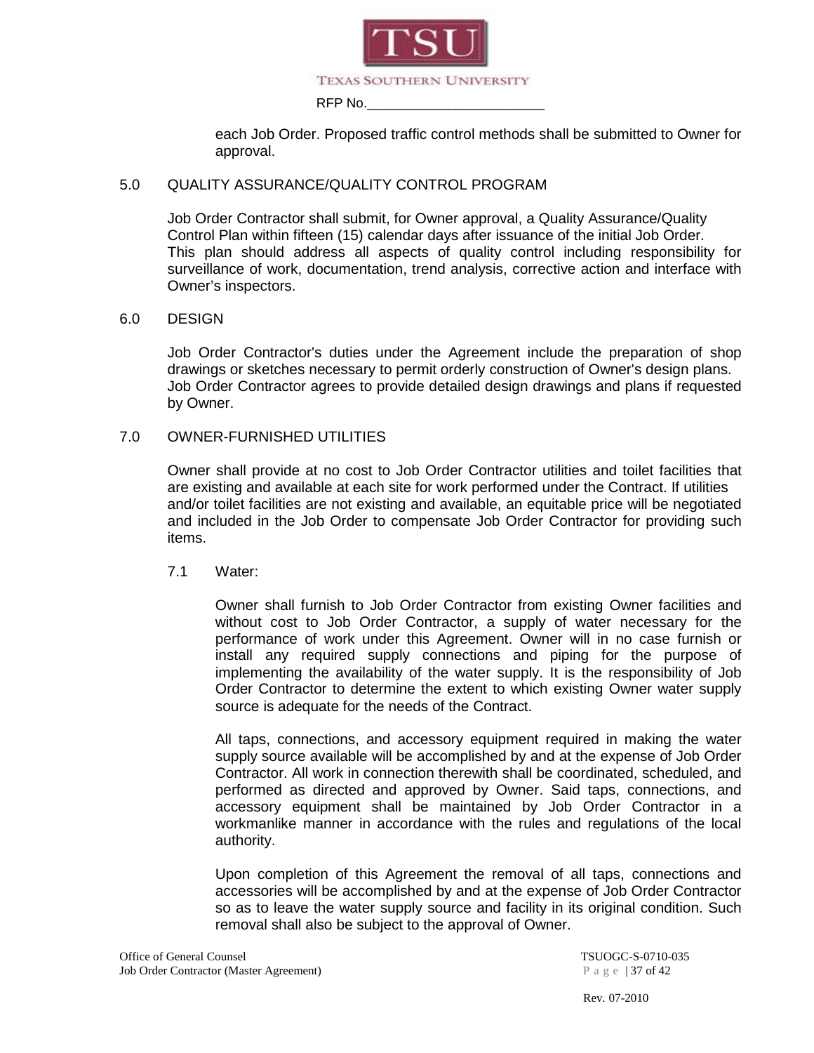each Job Order. Proposed traffic control methods shall be submitted to Owner for approval.

## 5.0 QUALITY ASSURANCE/QUALITY CONTROL PROGRAM

Job Order Contractor shall submit, for Owner approval, a Quality Assurance/Quality Control Plan within fifteen (15) calendar days after issuance of the initial Job Order. This plan should address all aspects of quality control including responsibility for surveillance of work, documentation, trend analysis, corrective action and interface with Owner's inspectors.

## 6.0 DESIGN

Job Order Contractor's duties under the Agreement include the preparation of shop drawings or sketches necessary to permit orderly construction of Owner's design plans. Job Order Contractor agrees to provide detailed design drawings and plans if requested by Owner.

## 7.0 OWNER-FURNISHED UTILITIES

Owner shall provide at no cost to Job Order Contractor utilities and toilet facilities that are existing and available at each site for work performed under the Contract. If utilities and/or toilet facilities are not existing and available, an equitable price will be negotiated and included in the Job Order to compensate Job Order Contractor for providing such items.

### 7.1 Water:

Owner shall furnish to Job Order Contractor from existing Owner facilities and without cost to Job Order Contractor, a supply of water necessary for the performance of work under this Agreement. Owner will in no case furnish or install any required supply connections and piping for the purpose of implementing the availability of the water supply. It is the responsibility of Job Order Contractor to determine the extent to which existing Owner water supply source is adequate for the needs of the Contract.

All taps, connections, and accessory equipment required in making the water supply source available will be accomplished by and at the expense of Job Order Contractor. All work in connection therewith shall be coordinated, scheduled, and performed as directed and approved by Owner. Said taps, connections, and accessory equipment shall be maintained by Job Order Contractor in a workmanlike manner in accordance with the rules and regulations of the local authority.

Upon completion of this Agreement the removal of all taps, connections and accessories will be accomplished by and at the expense of Job Order Contractor so as to leave the water supply source and facility in its original condition. Such removal shall also be subject to the approval of Owner.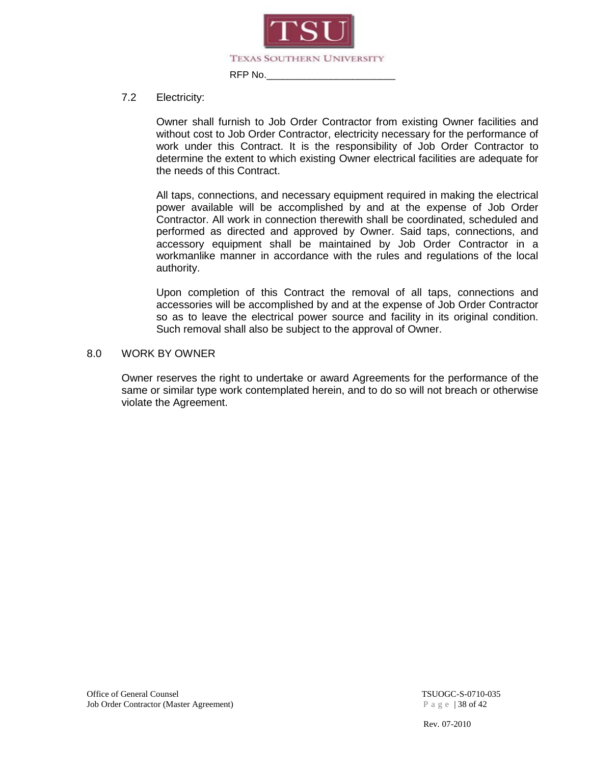### 7.2 Electricity:

Owner shall furnish to Job Order Contractor from existing Owner facilities and without cost to Job Order Contractor, electricity necessary for the performance of work under this Contract. It is the responsibility of Job Order Contractor to determine the extent to which existing Owner electrical facilities are adequate for the needs of this Contract.

All taps, connections, and necessary equipment required in making the electrical power available will be accomplished by and at the expense of Job Order Contractor. All work in connection therewith shall be coordinated, scheduled and performed as directed and approved by Owner. Said taps, connections, and accessory equipment shall be maintained by Job Order Contractor in a workmanlike manner in accordance with the rules and regulations of the local authority.

Upon completion of this Contract the removal of all taps, connections and accessories will be accomplished by and at the expense of Job Order Contractor so as to leave the electrical power source and facility in its original condition. Such removal shall also be subject to the approval of Owner.

## 8.0 WORK BY OWNER

Owner reserves the right to undertake or award Agreements for the performance of the same or similar type work contemplated herein, and to do so will not breach or otherwise violate the Agreement.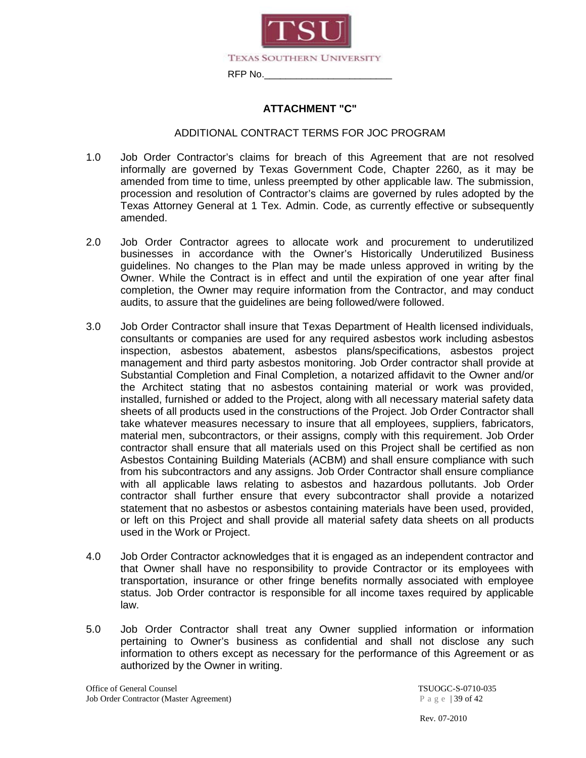TEXAS SOUTHERN UNIVERSITY

RFP No.________________________

## ATTACHMENT "C"

ADDITIONAL CONTRACT TERMS FOR JOC PROGRAM

1.0 Job Order Contractor's claims for breach of this Agreement that are not resolved informally are governed by Texas Government Code, Chapter 2260, as it may be amended from time to time, unless preempted by other applicable law. The submission, procession and resolution of Contractor's claims are governed by rules adopted by the Texas Attorney General at 1 Tex. Admin. Code, as currently effective or subsequently amended.

2.0 Job Order Contractor agrees to allocate work and procurement to underutilized businesses in accordance with the Owner's Historically Underutilized Business guidelines. No changes to the Plan may be made unless approved in writing by the Owner. While the Contract is in effect and until the expiration of one year after final completion, the Owner may require information from the Contractor, and may conduct audits, to assure that the guidelines are being followed/were followed.

3.0 Job Order Contractor shall insure that Texas Department of Health licensed individuals, consultants or companies are used for any required asbestos work including asbestos inspection, asbestos abatement, asbestos plans/specifications, asbestos project management and third party asbestos monitoring. Job Order contractor shall provide at Substantial Completion and Final Completion, a notarized affidavit to the Owner and/or the Architect stating that no asbestos containing material or work was provided, installed, furnished or added to the Project, along with all necessary material safety data sheets of all products used in the constructions of the Project. Job Order Contractor shall take whatever measures necessary to insure that all employees, suppliers, fabricators, material men, subcontractors, or their assigns, comply with this requirement. Job Order contractor shall ensure that all materials used on this Project shall be certified as non Asbestos Containing Building Materials (ACBM) and shall ensure compliance with such from his subcontractors and any assigns. Job Order Contractor shall ensure compliance with all applicable laws relating to asbestos and hazardous pollutants. Job Order contractor shall further ensure that every subcontractor shall provide a notarized statement that no asbestos or asbestos containing materials have been used, provided, or left on this Project and shall provide all material safety data sheets on all products used in the Work or Project.

4.0 Job Order Contractor acknowledges that it is engaged as an independent contractor and that Owner shall have no responsibility to provide Contractor or its employees with transportation, insurance or other fringe benefits normally associated with employee status. Job Order contractor is responsible for all income taxes required by applicable law.

5.0 Job Order Contractor shall treat any Owner supplied information or information pertaining to Owner's business as confidential and shall not disclose any such information to others except as necessary for the performance of this Agreement or as authorized by the Owner in writing.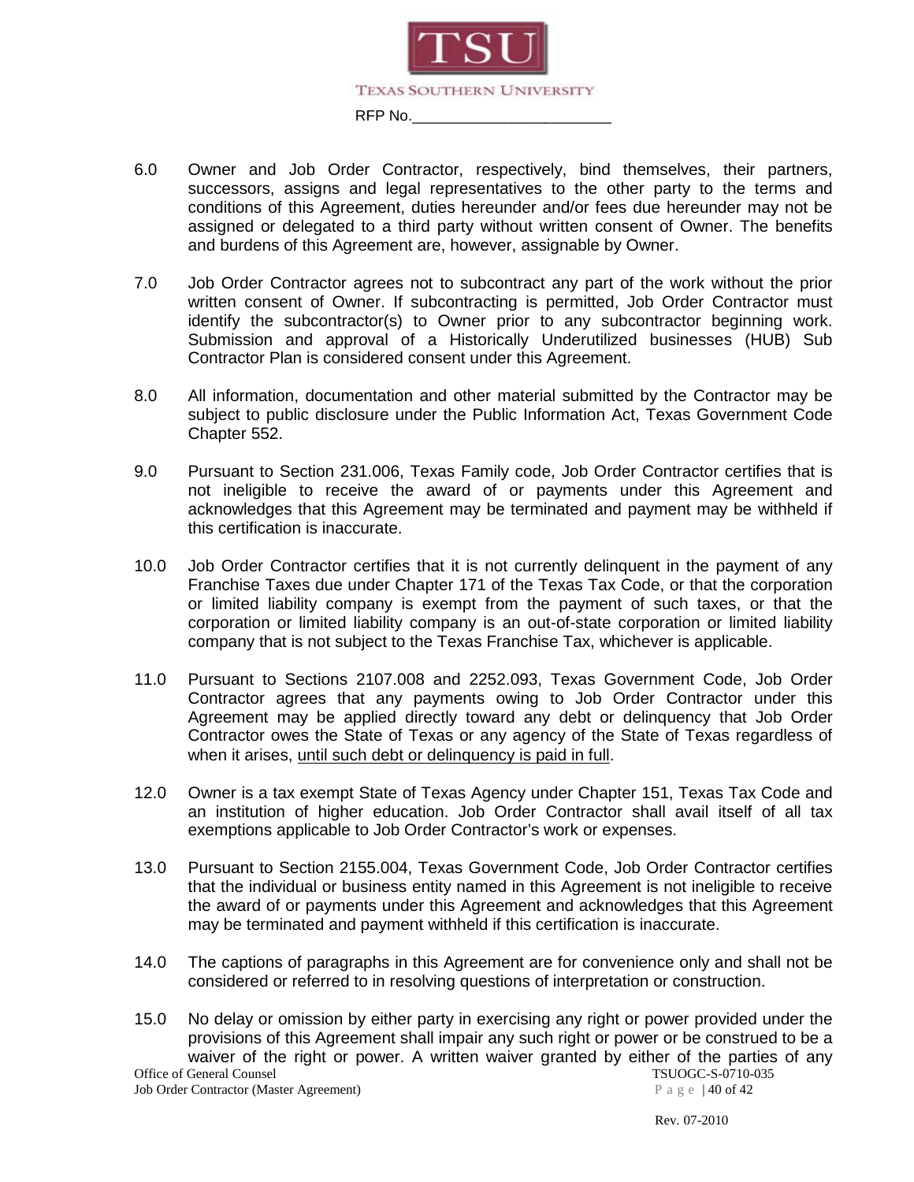6.0 Owner and Job Order Contractor, respectively, bind themselves, their partners, successors, assigns and legal representatives to the other party to the terms and conditions of this Agreement, duties hereunder and/or fees due hereunder may not be assigned or delegated to a third party without written consent of Owner. The benefits and burdens of this Agreement are, however, assignable by Owner.

7.0 Job Order Contractor agrees not to subcontract any part of the work without the prior written consent of Owner. If subcontracting is permitted, Job Order Contractor must identify the subcontractor(s) to Owner prior to any subcontractor beginning work. Submission and approval of a Historically Underutilized businesses (HUB) Sub Contractor Plan is considered consent under this Agreement.

8.0 All information, documentation and other material submitted by the Contractor may be subject to public disclosure under the Public Information Act, Texas Government Code Chapter 552.

9.0 Pursuant to Section 231.006, Texas Family code, Job Order Contractor certifies that is not ineligible to receive the award of or payments under this Agreement and acknowledges that this Agreement may be terminated and payment may be withheld if this certification is inaccurate.

10.0 Job Order Contractor certifies that it is not currently delinquent in the payment of any Franchise Taxes due under Chapter 171 of the Texas Tax Code, or that the corporation or limited liability company is exempt from the payment of such taxes, or that the corporation or limited liability company is an out-of-state corporation or limited liability company that is not subject to the Texas Franchise Tax, whichever is applicable.

11.0 Pursuant to Sections 2107.008 and 2252.093, Texas Government Code, Job Order Contractor agrees that any payments owing to Job Order Contractor under this Agreement may be applied directly toward any debt or delinquency that Job Order Contractor owes the State of Texas or any agency of the State of Texas regardless of when it arises, until such debt or delinquency is paid in full.

12.0 Owner is a tax exempt State of Texas Agency under Chapter 151, Texas Tax Code and an institution of higher education. Job Order Contractor shall avail itself of all tax exemptions applicable to Job Order Contractor's work or expenses.

13.0 Pursuant to Section 2155.004, Texas Government Code, Job Order Contractor certifies that the individual or business entity named in this Agreement is not ineligible to receive the award of or payments under this Agreement and acknowledges that this Agreement may be terminated and payment withheld if this certification is inaccurate.

14.0 The captions of paragraphs in this Agreement are for convenience only and shall not be considered or referred to in resolving questions of interpretation or construction.

15.0 No delay or omission by either party in exercising any right or power provided under the provisions of this Agreement shall impair any such right or power or be construed to be a waiver of the right or power. A written waiver granted by either of the parties of any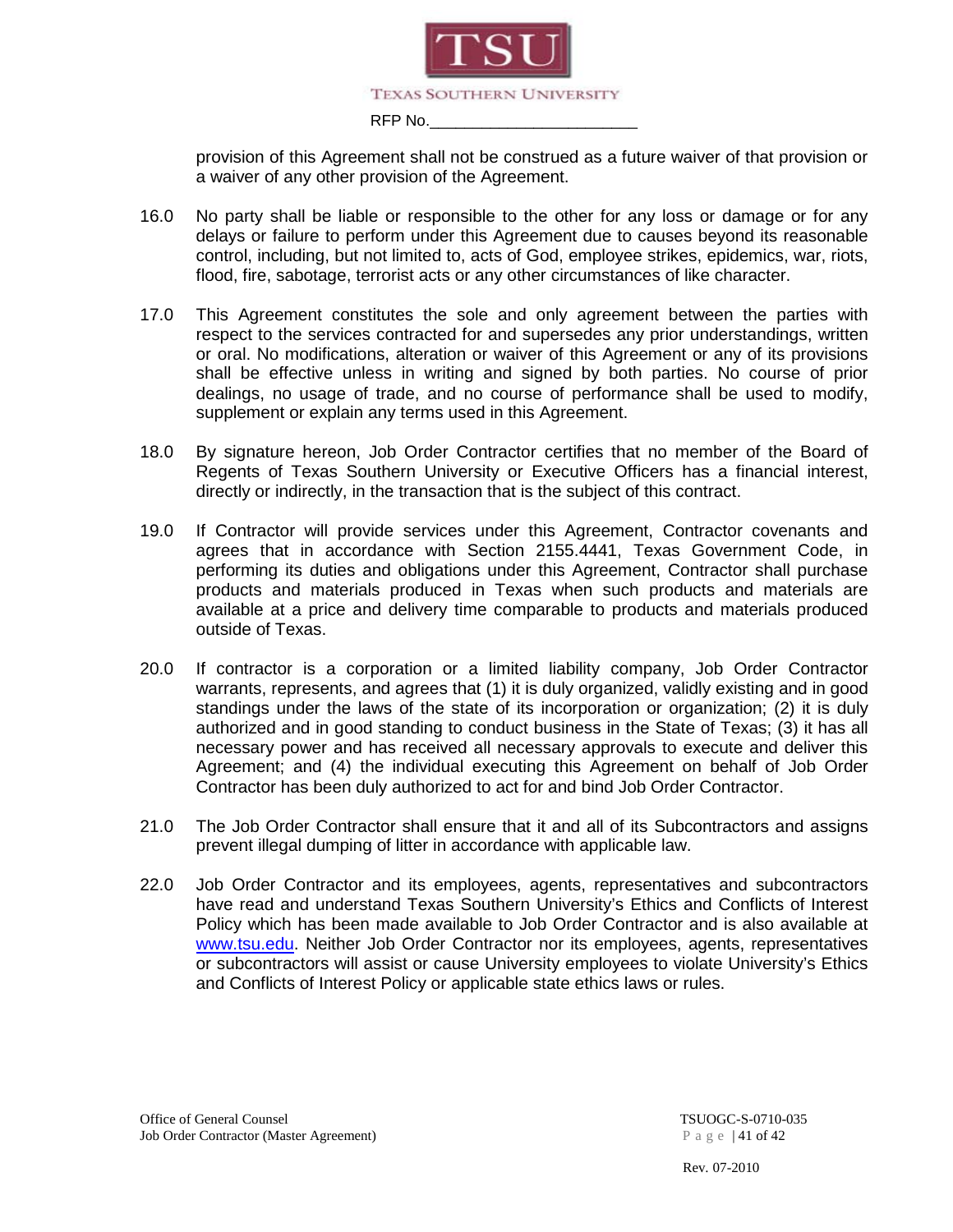provision of this Agreement shall not be construed as a future waiver of that provision or a waiver of any other provision of the Agreement.

16.0 No party shall be liable or responsible to the other for any loss or damage or for any delays or failure to perform under this Agreement due to causes beyond its reasonable control, including, but not limited to, acts of God, employee strikes, epidemics, war, riots, flood, fire, sabotage, terrorist acts or any other circumstances of like character.

17.0 This Agreement constitutes the sole and only agreement between the parties with respect to the services contracted for and supersedes any prior understandings, written or oral. No modifications, alteration or waiver of this Agreement or any of its provisions shall be effective unless in writing and signed by both parties. No course of prior dealings, no usage of trade, and no course of performance shall be used to modify, supplement or explain any terms used in this Agreement.

18.0 By signature hereon, Job Order Contractor certifies that no member of the Board of Regents of Texas Southern University or Executive Officers has a financial interest, directly or indirectly, in the transaction that is the subject of this contract.

19.0 If Contractor will provide services under this Agreement, Contractor covenants and agrees that in accordance with Section 2155.4441, Texas Government Code, in performing its duties and obligations under this Agreement, Contractor shall purchase products and materials produced in Texas when such products and materials are available at a price and delivery time comparable to products and materials produced outside of Texas.

20.0 If contractor is a corporation or a limited liability company, Job Order Contractor warrants, represents, and agrees that (1) it is duly organized, validly existing and in good standings under the laws of the state of its incorporation or organization; (2) it is duly authorized and in good standing to conduct business in the State of Texas; (3) it has all necessary power and has received all necessary approvals to execute and deliver this Agreement; and (4) the individual executing this Agreement on behalf of Job Order Contractor has been duly authorized to act for and bind Job Order Contractor.

21.0 The Job Order Contractor shall ensure that it and all of its Subcontractors and assigns prevent illegal dumping of litter in accordance with applicable law.

22.0 Job Order Contractor and its employees, agents, representatives and subcontractors have read and understand Texas Southern University's Ethics and Conflicts of Interest Policy which has been made available to Job Order Contractor and is also available at www.tsu.edu. Neither Job Order Contractor nor its employees, agents, representatives or subcontractors will assist or cause University employees to violate University's Ethics and Conflicts of Interest Policy or applicable state ethics laws or rules.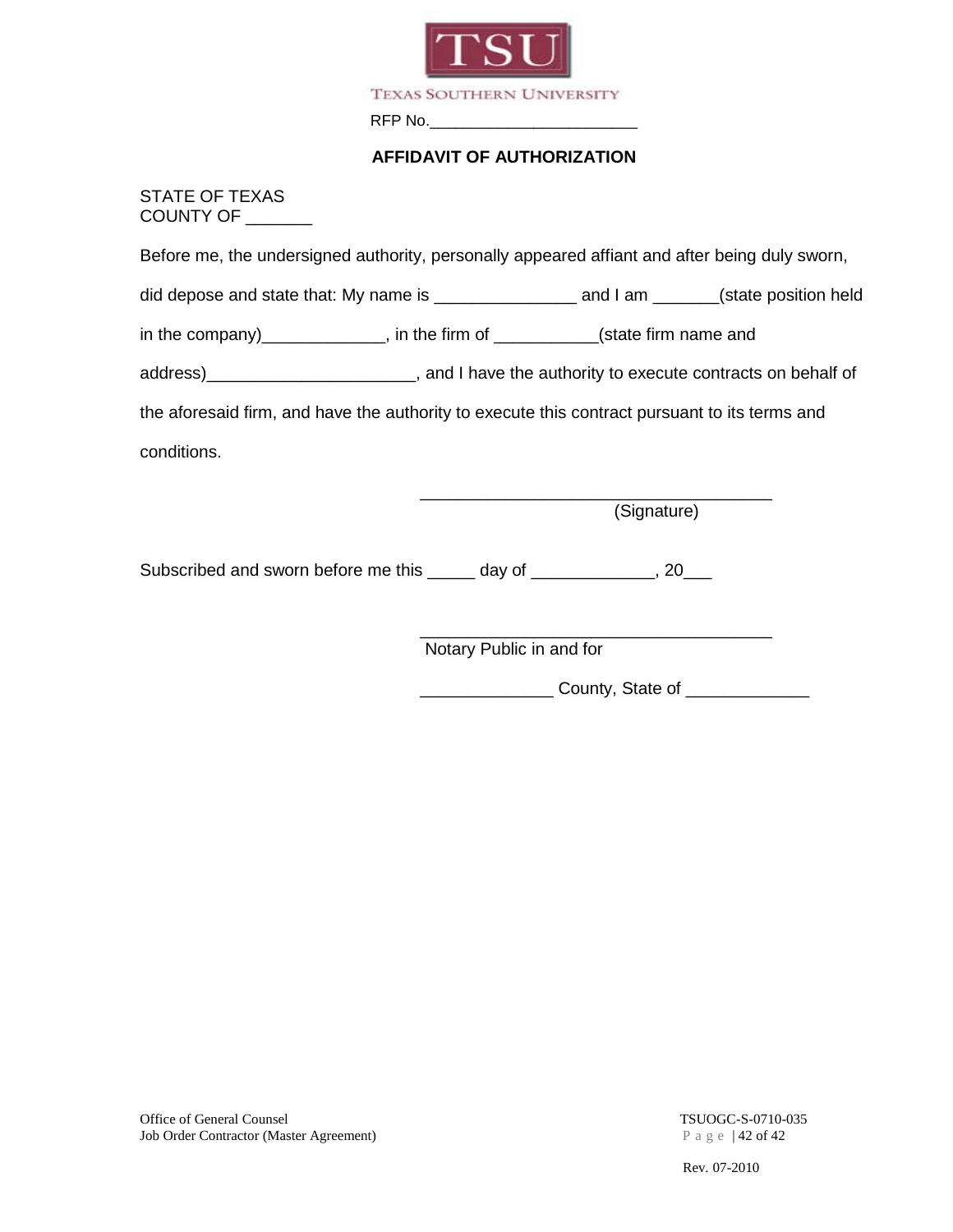TEXAS SOUTHERN UNIVERSITY

RFP No.________________________

## AFFIDAVIT OF AUTHORIZATION

STATE OF TEXAS
COUNTY OF _______

Before me, the undersigned authority, personally appeared affiant and after being duly sworn, did depose and state that: My name is _______________ and I am _______(state position held in the company)_____________, in the firm of ___________(state firm name and address)_____________________, and I have the authority to execute contracts on behalf of the aforesaid firm, and have the authority to execute this contract pursuant to its terms and conditions.

_______________________________________
(Signature)

Subscribed and sworn before me this _____ day of _____________, 20___

_______________________________________
Notary Public in and for

______________ County, State of _____________